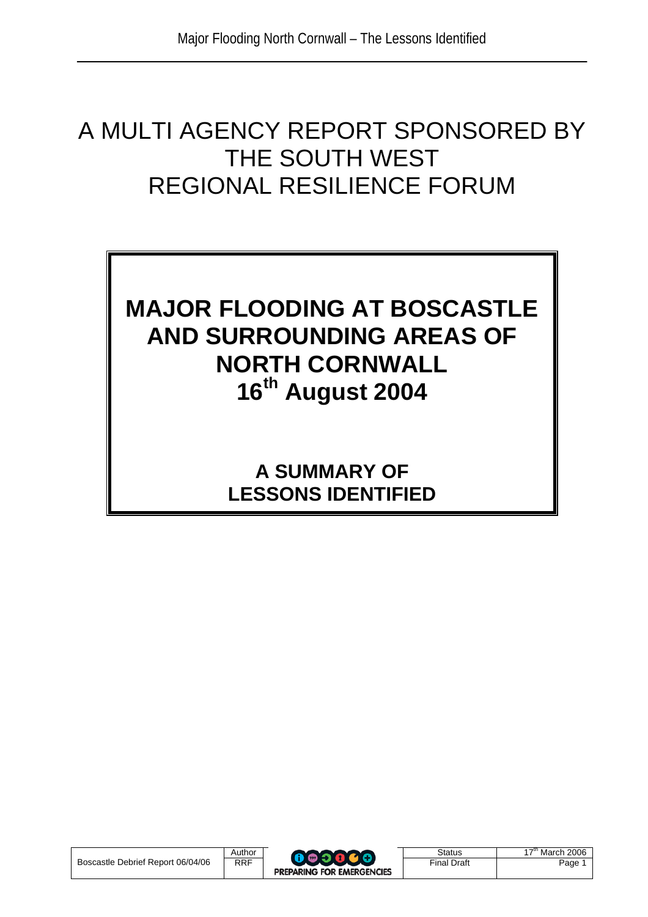# A MULTI AGENCY REPORT SPONSORED BY THE SOUTH WEST REGIONAL RESILIENCE FORUM

# MAJOR FLOODING AT BOSCASTLE AND SURROUNDING AREAS OF NORTH CORNWALL
# 16th August 2004

## A SUMMARY OF LESSONS IDENTIFIED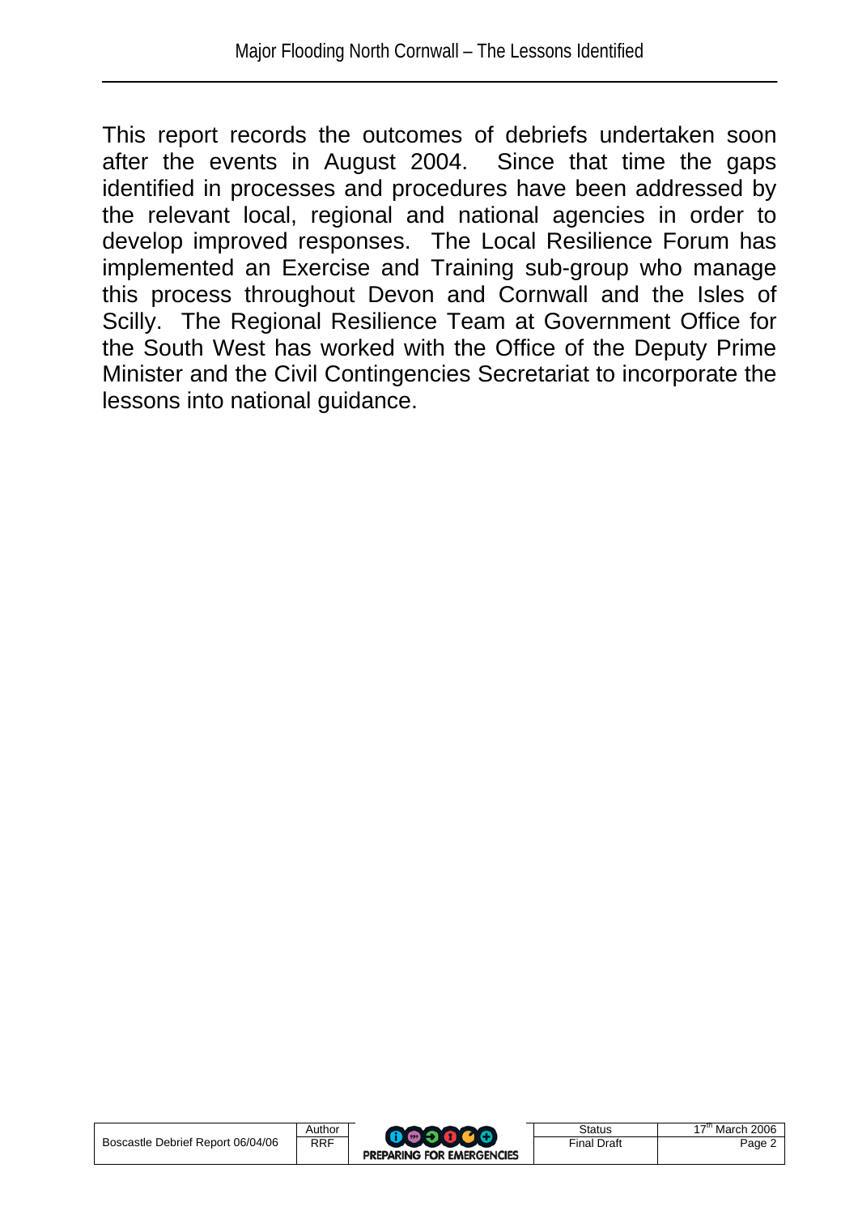This report records the outcomes of debriefs undertaken soon after the events in August 2004. Since that time the gaps identified in processes and procedures have been addressed by the relevant local, regional and national agencies in order to develop improved responses. The Local Resilience Forum has implemented an Exercise and Training sub-group who manage this process throughout Devon and Cornwall and the Isles of Scilly. The Regional Resilience Team at Government Office for the South West has worked with the Office of the Deputy Prime Minister and the Civil Contingencies Secretariat to incorporate the lessons into national guidance.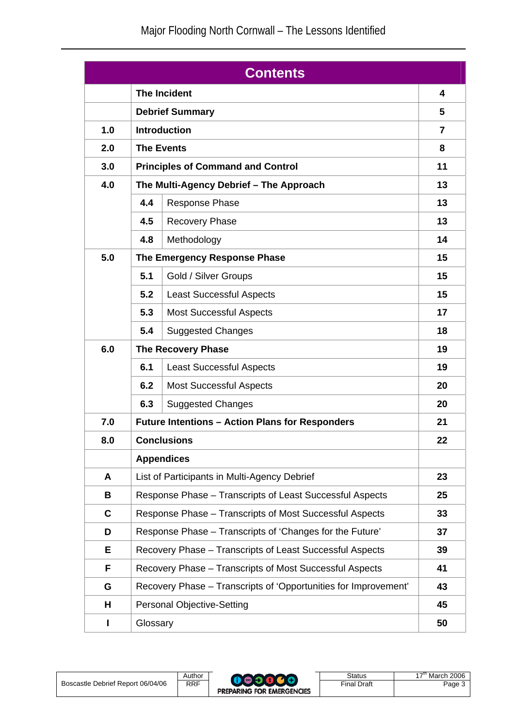## Contents

| | | | Page |
|---|---|---|---|
| | **The Incident** | | **4** |
| | **Debrief Summary** | | **5** |
| **1.0** | **Introduction** | | **7** |
| **2.0** | **The Events** | | **8** |
| **3.0** | **Principles of Command and Control** | | **11** |
| **4.0** | **The Multi-Agency Debrief – The Approach** | | **13** |
| | **4.4** | Response Phase | **13** |
| | **4.5** | Recovery Phase | **13** |
| | **4.8** | Methodology | **14** |
| **5.0** | **The Emergency Response Phase** | | **15** |
| | **5.1** | Gold / Silver Groups | **15** |
| | **5.2** | Least Successful Aspects | **15** |
| | **5.3** | Most Successful Aspects | **17** |
| | **5.4** | Suggested Changes | **18** |
| **6.0** | **The Recovery Phase** | | **19** |
| | **6.1** | Least Successful Aspects | **19** |
| | **6.2** | Most Successful Aspects | **20** |
| | **6.3** | Suggested Changes | **20** |
| **7.0** | **Future Intentions – Action Plans for Responders** | | **21** |
| **8.0** | **Conclusions** | | **22** |
| | **Appendices** | | |
| **A** | List of Participants in Multi-Agency Debrief | | **23** |
| **B** | Response Phase – Transcripts of Least Successful Aspects | | **25** |
| **C** | Response Phase – Transcripts of Most Successful Aspects | | **33** |
| **D** | Response Phase – Transcripts of 'Changes for the Future' | | **37** |
| **E** | Recovery Phase – Transcripts of Least Successful Aspects | | **39** |
| **F** | Recovery Phase – Transcripts of Most Successful Aspects | | **41** |
| **G** | Recovery Phase – Transcripts of 'Opportunities for Improvement' | | **43** |
| **H** | Personal Objective-Setting | | **45** |
| **I** | Glossary | | **50** |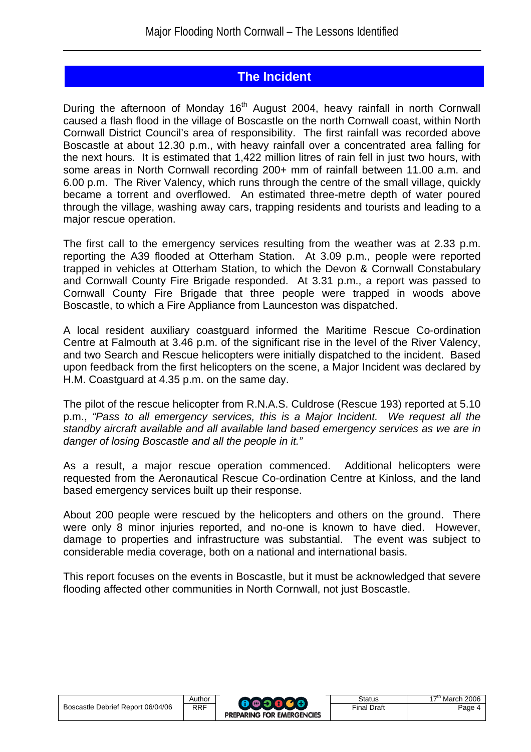## The Incident

During the afternoon of Monday 16th August 2004, heavy rainfall in north Cornwall caused a flash flood in the village of Boscastle on the north Cornwall coast, within North Cornwall District Council's area of responsibility. The first rainfall was recorded above Boscastle at about 12.30 p.m., with heavy rainfall over a concentrated area falling for the next hours. It is estimated that 1,422 million litres of rain fell in just two hours, with some areas in North Cornwall recording 200+ mm of rainfall between 11.00 a.m. and 6.00 p.m. The River Valency, which runs through the centre of the small village, quickly became a torrent and overflowed. An estimated three-metre depth of water poured through the village, washing away cars, trapping residents and tourists and leading to a major rescue operation.

The first call to the emergency services resulting from the weather was at 2.33 p.m. reporting the A39 flooded at Otterham Station. At 3.09 p.m., people were reported trapped in vehicles at Otterham Station, to which the Devon & Cornwall Constabulary and Cornwall County Fire Brigade responded. At 3.31 p.m., a report was passed to Cornwall County Fire Brigade that three people were trapped in woods above Boscastle, to which a Fire Appliance from Launceston was dispatched.

A local resident auxiliary coastguard informed the Maritime Rescue Co-ordination Centre at Falmouth at 3.46 p.m. of the significant rise in the level of the River Valency, and two Search and Rescue helicopters were initially dispatched to the incident. Based upon feedback from the first helicopters on the scene, a Major Incident was declared by H.M. Coastguard at 4.35 p.m. on the same day.

The pilot of the rescue helicopter from R.N.A.S. Culdrose (Rescue 193) reported at 5.10 p.m., *"Pass to all emergency services, this is a Major Incident. We request all the standby aircraft available and all available land based emergency services as we are in danger of losing Boscastle and all the people in it."*

As a result, a major rescue operation commenced. Additional helicopters were requested from the Aeronautical Rescue Co-ordination Centre at Kinloss, and the land based emergency services built up their response.

About 200 people were rescued by the helicopters and others on the ground. There were only 8 minor injuries reported, and no-one is known to have died. However, damage to properties and infrastructure was substantial. The event was subject to considerable media coverage, both on a national and international basis.

This report focuses on the events in Boscastle, but it must be acknowledged that severe flooding affected other communities in North Cornwall, not just Boscastle.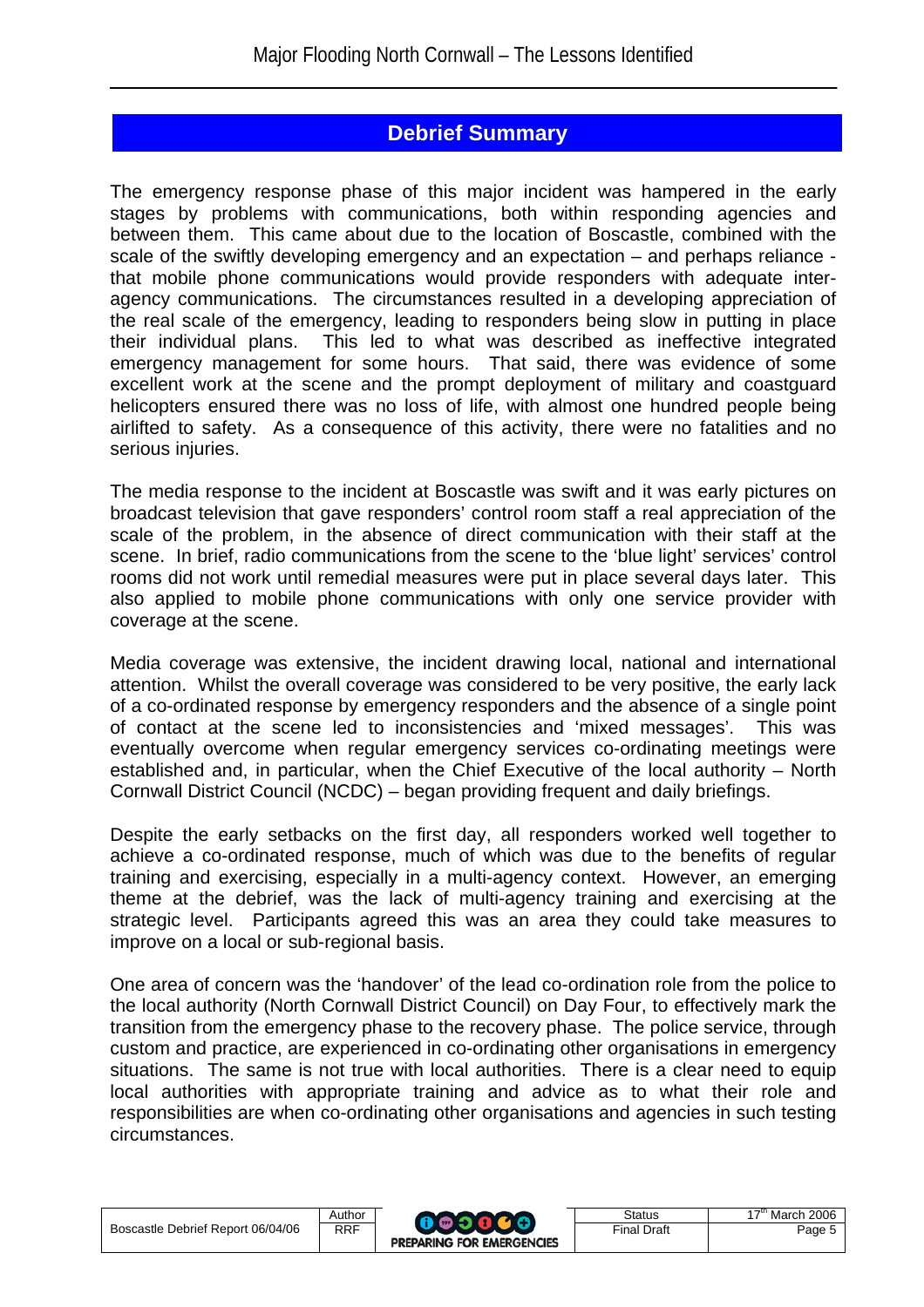## Debrief Summary

The emergency response phase of this major incident was hampered in the early stages by problems with communications, both within responding agencies and between them. This came about due to the location of Boscastle, combined with the scale of the swiftly developing emergency and an expectation – and perhaps reliance - that mobile phone communications would provide responders with adequate inter-agency communications. The circumstances resulted in a developing appreciation of the real scale of the emergency, leading to responders being slow in putting in place their individual plans. This led to what was described as ineffective integrated emergency management for some hours. That said, there was evidence of some excellent work at the scene and the prompt deployment of military and coastguard helicopters ensured there was no loss of life, with almost one hundred people being airlifted to safety. As a consequence of this activity, there were no fatalities and no serious injuries.

The media response to the incident at Boscastle was swift and it was early pictures on broadcast television that gave responders' control room staff a real appreciation of the scale of the problem, in the absence of direct communication with their staff at the scene. In brief, radio communications from the scene to the 'blue light' services' control rooms did not work until remedial measures were put in place several days later. This also applied to mobile phone communications with only one service provider with coverage at the scene.

Media coverage was extensive, the incident drawing local, national and international attention. Whilst the overall coverage was considered to be very positive, the early lack of a co-ordinated response by emergency responders and the absence of a single point of contact at the scene led to inconsistencies and 'mixed messages'. This was eventually overcome when regular emergency services co-ordinating meetings were established and, in particular, when the Chief Executive of the local authority – North Cornwall District Council (NCDC) – began providing frequent and daily briefings.

Despite the early setbacks on the first day, all responders worked well together to achieve a co-ordinated response, much of which was due to the benefits of regular training and exercising, especially in a multi-agency context. However, an emerging theme at the debrief, was the lack of multi-agency training and exercising at the strategic level. Participants agreed this was an area they could take measures to improve on a local or sub-regional basis.

One area of concern was the 'handover' of the lead co-ordination role from the police to the local authority (North Cornwall District Council) on Day Four, to effectively mark the transition from the emergency phase to the recovery phase. The police service, through custom and practice, are experienced in co-ordinating other organisations in emergency situations. The same is not true with local authorities. There is a clear need to equip local authorities with appropriate training and advice as to what their role and responsibilities are when co-ordinating other organisations and agencies in such testing circumstances.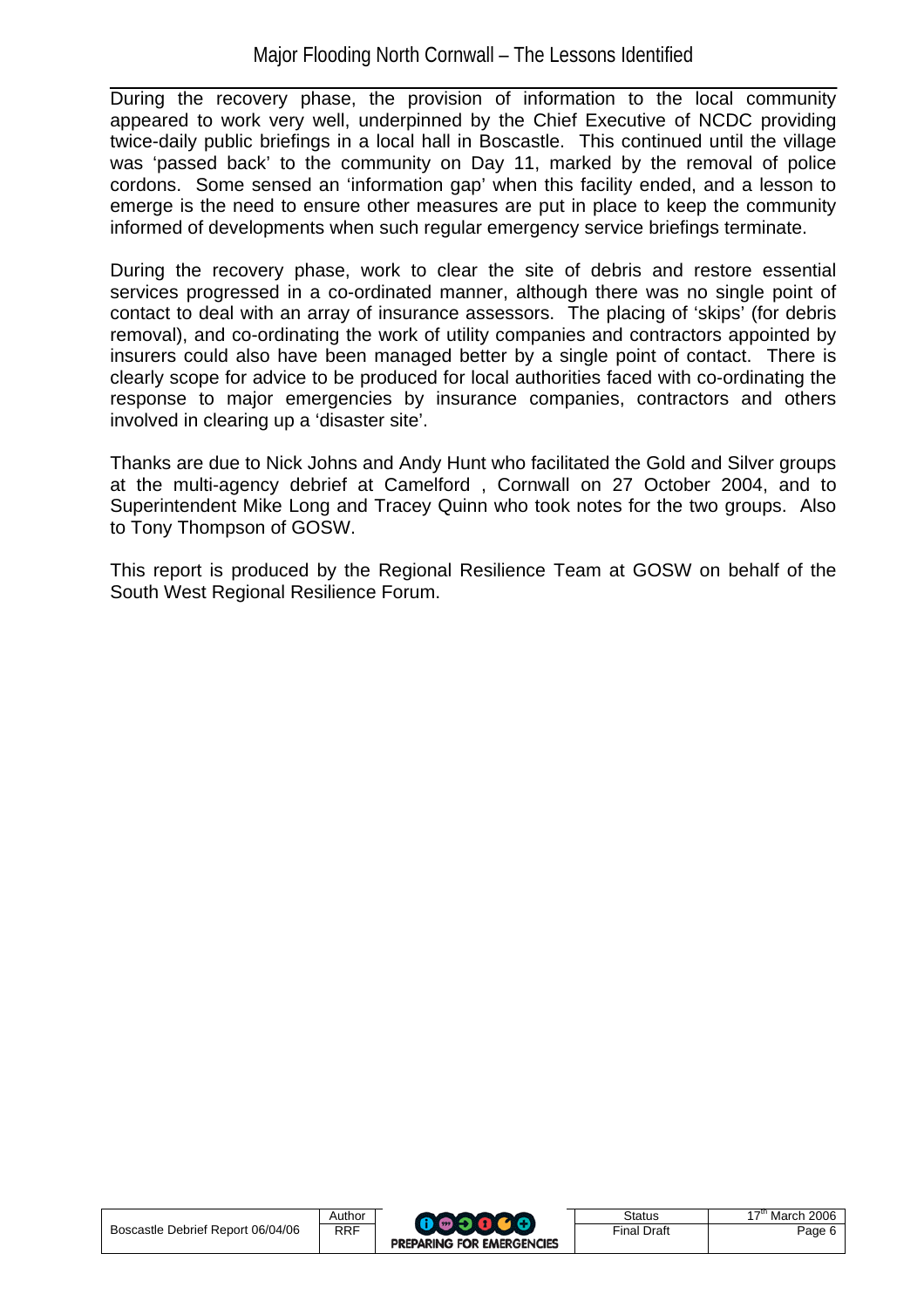During the recovery phase, the provision of information to the local community appeared to work very well, underpinned by the Chief Executive of NCDC providing twice-daily public briefings in a local hall in Boscastle. This continued until the village was 'passed back' to the community on Day 11, marked by the removal of police cordons. Some sensed an 'information gap' when this facility ended, and a lesson to emerge is the need to ensure other measures are put in place to keep the community informed of developments when such regular emergency service briefings terminate.

During the recovery phase, work to clear the site of debris and restore essential services progressed in a co-ordinated manner, although there was no single point of contact to deal with an array of insurance assessors. The placing of 'skips' (for debris removal), and co-ordinating the work of utility companies and contractors appointed by insurers could also have been managed better by a single point of contact. There is clearly scope for advice to be produced for local authorities faced with co-ordinating the response to major emergencies by insurance companies, contractors and others involved in clearing up a 'disaster site'.

Thanks are due to Nick Johns and Andy Hunt who facilitated the Gold and Silver groups at the multi-agency debrief at Camelford , Cornwall on 27 October 2004, and to Superintendent Mike Long and Tracey Quinn who took notes for the two groups. Also to Tony Thompson of GOSW.

This report is produced by the Regional Resilience Team at GOSW on behalf of the South West Regional Resilience Forum.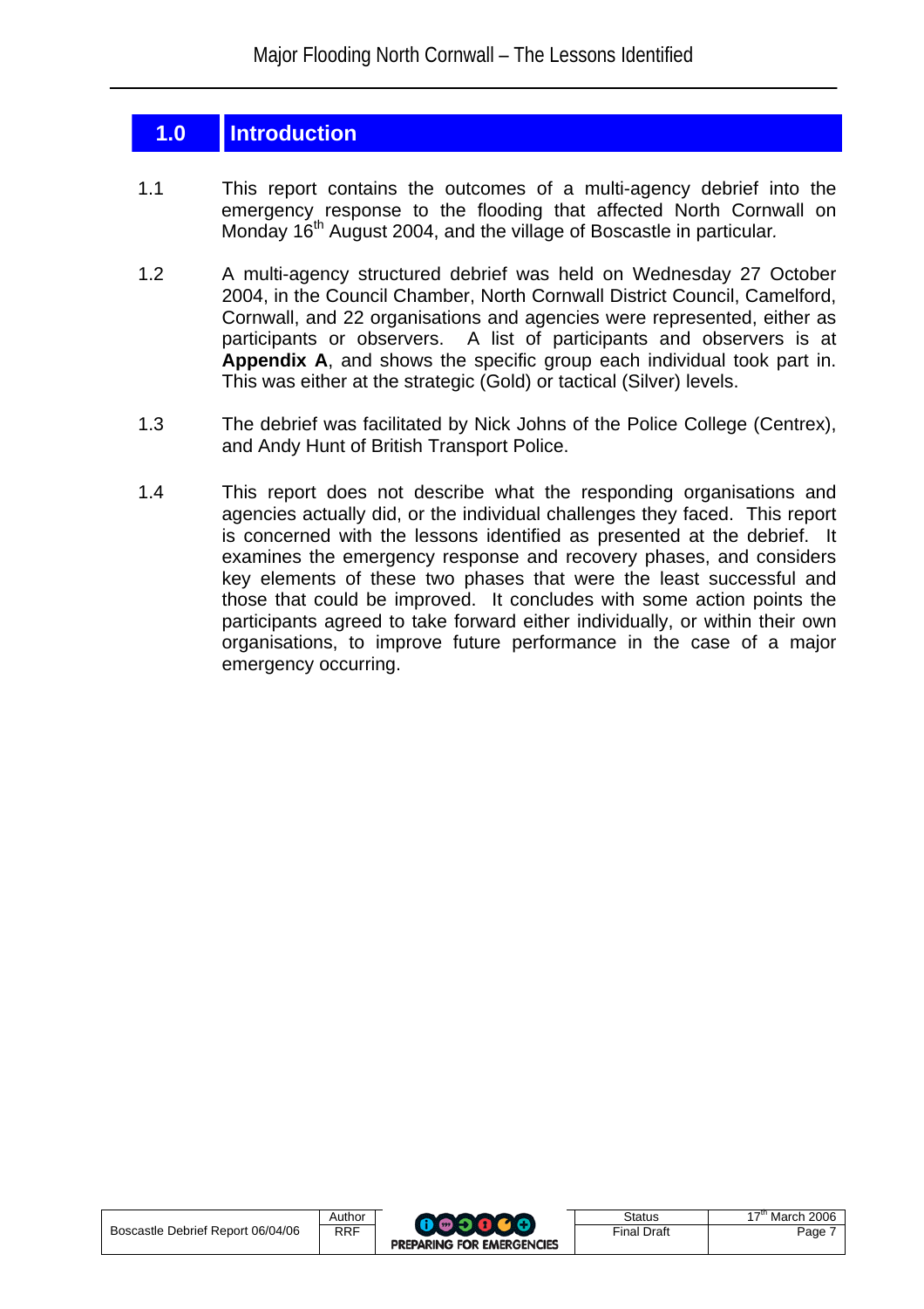# 1.0 Introduction

1.1 This report contains the outcomes of a multi-agency debrief into the emergency response to the flooding that affected North Cornwall on Monday 16th August 2004, and the village of Boscastle in particular.

1.2 A multi-agency structured debrief was held on Wednesday 27 October 2004, in the Council Chamber, North Cornwall District Council, Camelford, Cornwall, and 22 organisations and agencies were represented, either as participants or observers. A list of participants and observers is at **Appendix A**, and shows the specific group each individual took part in. This was either at the strategic (Gold) or tactical (Silver) levels.

1.3 The debrief was facilitated by Nick Johns of the Police College (Centrex), and Andy Hunt of British Transport Police.

1.4 This report does not describe what the responding organisations and agencies actually did, or the individual challenges they faced. This report is concerned with the lessons identified as presented at the debrief. It examines the emergency response and recovery phases, and considers key elements of these two phases that were the least successful and those that could be improved. It concludes with some action points the participants agreed to take forward either individually, or within their own organisations, to improve future performance in the case of a major emergency occurring.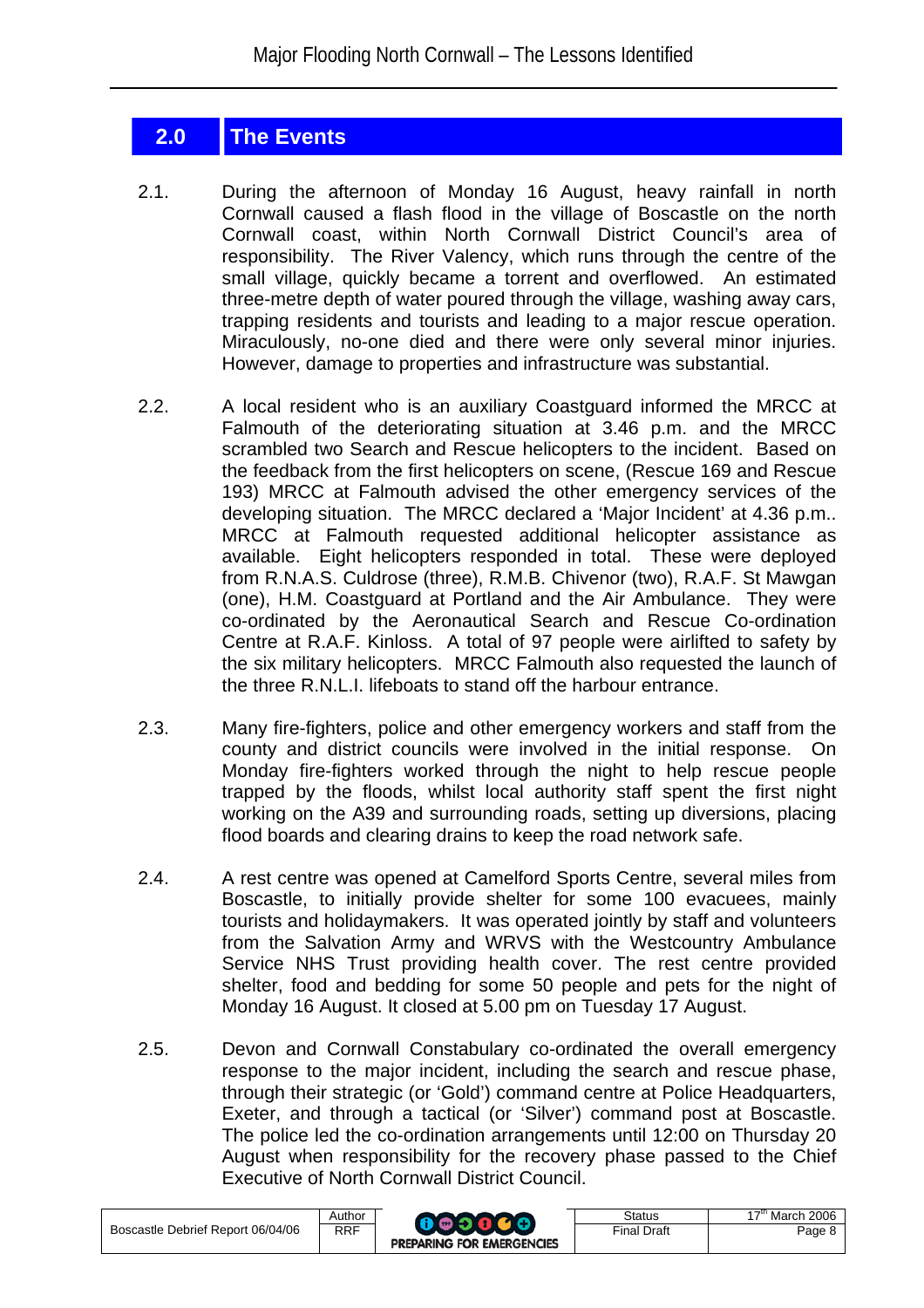## 2.0 The Events

2.1. During the afternoon of Monday 16 August, heavy rainfall in north Cornwall caused a flash flood in the village of Boscastle on the north Cornwall coast, within North Cornwall District Council's area of responsibility. The River Valency, which runs through the centre of the small village, quickly became a torrent and overflowed. An estimated three-metre depth of water poured through the village, washing away cars, trapping residents and tourists and leading to a major rescue operation. Miraculously, no-one died and there were only several minor injuries. However, damage to properties and infrastructure was substantial.

2.2. A local resident who is an auxiliary Coastguard informed the MRCC at Falmouth of the deteriorating situation at 3.46 p.m. and the MRCC scrambled two Search and Rescue helicopters to the incident. Based on the feedback from the first helicopters on scene, (Rescue 169 and Rescue 193) MRCC at Falmouth advised the other emergency services of the developing situation. The MRCC declared a 'Major Incident' at 4.36 p.m.. MRCC at Falmouth requested additional helicopter assistance as available. Eight helicopters responded in total. These were deployed from R.N.A.S. Culdrose (three), R.M.B. Chivenor (two), R.A.F. St Mawgan (one), H.M. Coastguard at Portland and the Air Ambulance. They were co-ordinated by the Aeronautical Search and Rescue Co-ordination Centre at R.A.F. Kinloss. A total of 97 people were airlifted to safety by the six military helicopters. MRCC Falmouth also requested the launch of the three R.N.L.I. lifeboats to stand off the harbour entrance.

2.3. Many fire-fighters, police and other emergency workers and staff from the county and district councils were involved in the initial response. On Monday fire-fighters worked through the night to help rescue people trapped by the floods, whilst local authority staff spent the first night working on the A39 and surrounding roads, setting up diversions, placing flood boards and clearing drains to keep the road network safe.

2.4. A rest centre was opened at Camelford Sports Centre, several miles from Boscastle, to initially provide shelter for some 100 evacuees, mainly tourists and holidaymakers. It was operated jointly by staff and volunteers from the Salvation Army and WRVS with the Westcountry Ambulance Service NHS Trust providing health cover. The rest centre provided shelter, food and bedding for some 50 people and pets for the night of Monday 16 August. It closed at 5.00 pm on Tuesday 17 August.

2.5. Devon and Cornwall Constabulary co-ordinated the overall emergency response to the major incident, including the search and rescue phase, through their strategic (or 'Gold') command centre at Police Headquarters, Exeter, and through a tactical (or 'Silver') command post at Boscastle. The police led the co-ordination arrangements until 12:00 on Thursday 20 August when responsibility for the recovery phase passed to the Chief Executive of North Cornwall District Council.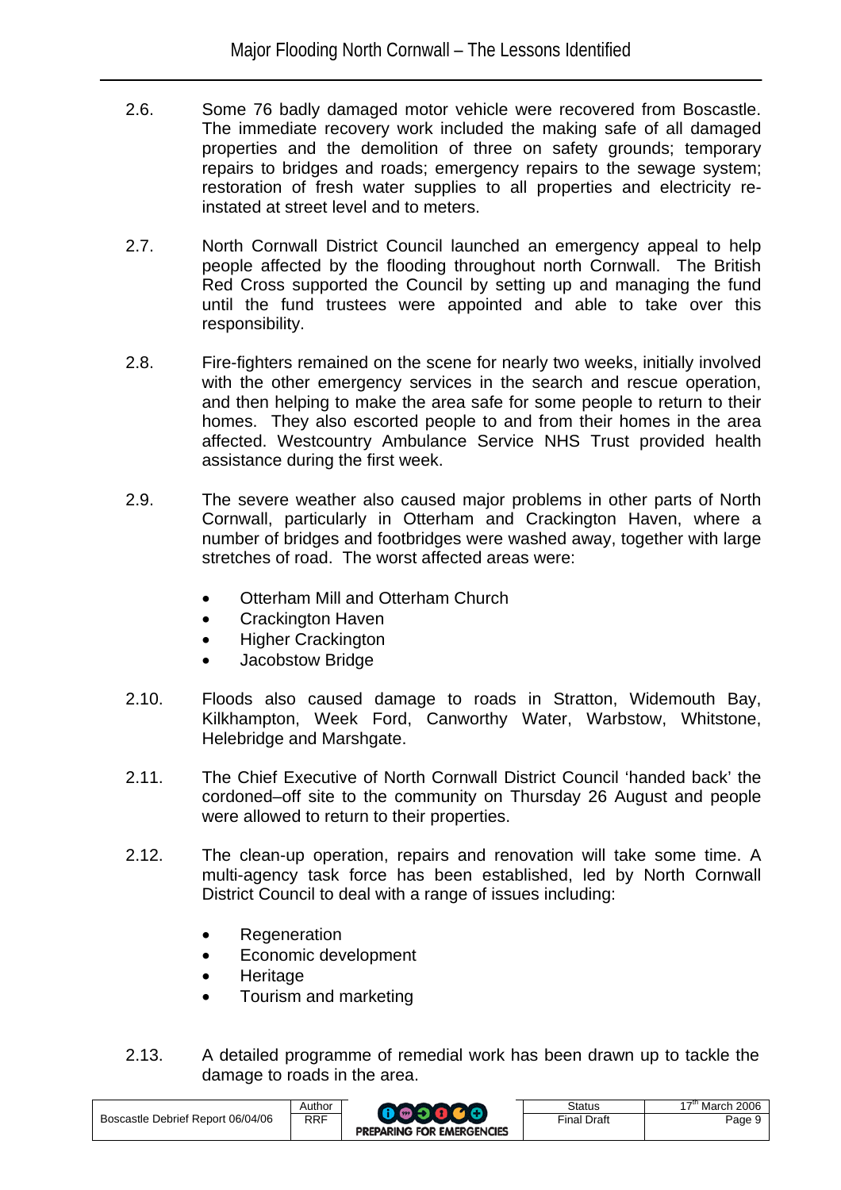2.6. Some 76 badly damaged motor vehicle were recovered from Boscastle. The immediate recovery work included the making safe of all damaged properties and the demolition of three on safety grounds; temporary repairs to bridges and roads; emergency repairs to the sewage system; restoration of fresh water supplies to all properties and electricity re-instated at street level and to meters.

2.7. North Cornwall District Council launched an emergency appeal to help people affected by the flooding throughout north Cornwall. The British Red Cross supported the Council by setting up and managing the fund until the fund trustees were appointed and able to take over this responsibility.

2.8. Fire-fighters remained on the scene for nearly two weeks, initially involved with the other emergency services in the search and rescue operation, and then helping to make the area safe for some people to return to their homes. They also escorted people to and from their homes in the area affected. Westcountry Ambulance Service NHS Trust provided health assistance during the first week.

2.9. The severe weather also caused major problems in other parts of North Cornwall, particularly in Otterham and Crackington Haven, where a number of bridges and footbridges were washed away, together with large stretches of road. The worst affected areas were:

- Otterham Mill and Otterham Church
- Crackington Haven
- Higher Crackington
- Jacobstow Bridge

2.10. Floods also caused damage to roads in Stratton, Widemouth Bay, Kilkhampton, Week Ford, Canworthy Water, Warbstow, Whitstone, Helebridge and Marshgate.

2.11. The Chief Executive of North Cornwall District Council 'handed back' the cordoned–off site to the community on Thursday 26 August and people were allowed to return to their properties.

2.12. The clean-up operation, repairs and renovation will take some time. A multi-agency task force has been established, led by North Cornwall District Council to deal with a range of issues including:

- Regeneration
- Economic development
- Heritage
- Tourism and marketing

2.13. A detailed programme of remedial work has been drawn up to tackle the damage to roads in the area.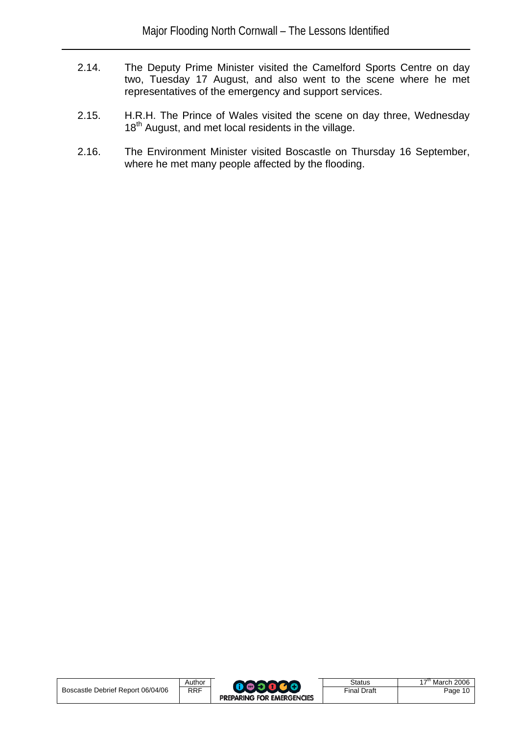2.14. The Deputy Prime Minister visited the Camelford Sports Centre on day two, Tuesday 17 August, and also went to the scene where he met representatives of the emergency and support services.

2.15. H.R.H. The Prince of Wales visited the scene on day three, Wednesday 18th August, and met local residents in the village.

2.16. The Environment Minister visited Boscastle on Thursday 16 September, where he met many people affected by the flooding.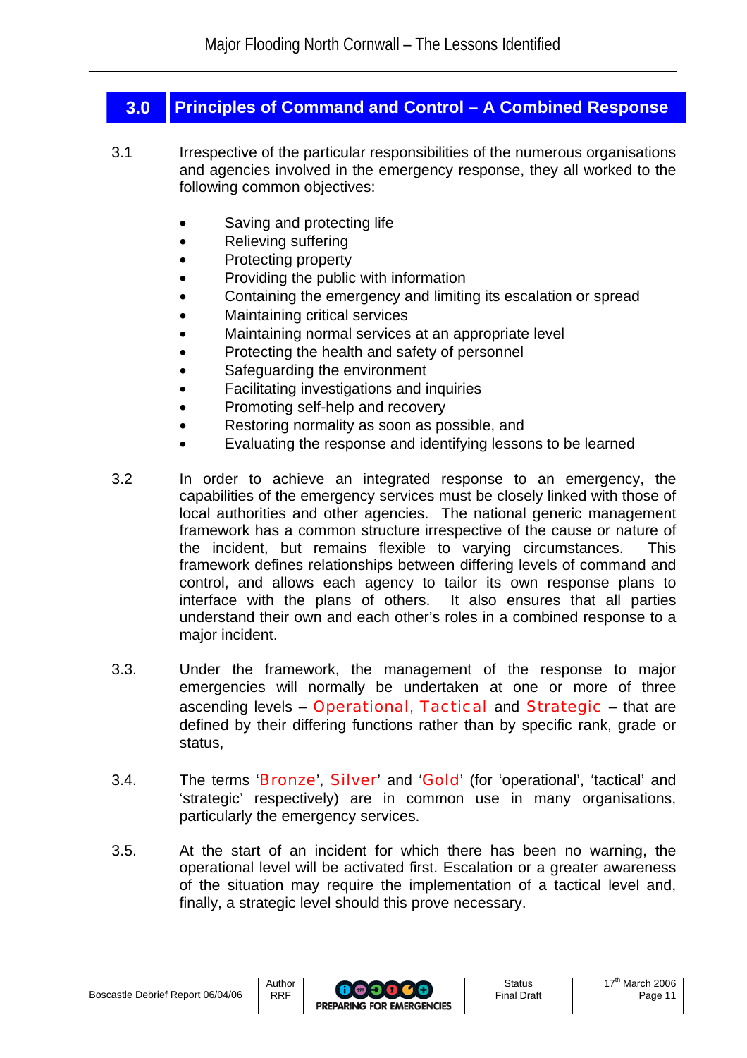## 3.0 Principles of Command and Control – A Combined Response

3.1 Irrespective of the particular responsibilities of the numerous organisations and agencies involved in the emergency response, they all worked to the following common objectives:

- Saving and protecting life
- Relieving suffering
- Protecting property
- Providing the public with information
- Containing the emergency and limiting its escalation or spread
- Maintaining critical services
- Maintaining normal services at an appropriate level
- Protecting the health and safety of personnel
- Safeguarding the environment
- Facilitating investigations and inquiries
- Promoting self-help and recovery
- Restoring normality as soon as possible, and
- Evaluating the response and identifying lessons to be learned

3.2 In order to achieve an integrated response to an emergency, the capabilities of the emergency services must be closely linked with those of local authorities and other agencies. The national generic management framework has a common structure irrespective of the cause or nature of the incident, but remains flexible to varying circumstances. This framework defines relationships between differing levels of command and control, and allows each agency to tailor its own response plans to interface with the plans of others. It also ensures that all parties understand their own and each other's roles in a combined response to a major incident.

3.3. Under the framework, the management of the response to major emergencies will normally be undertaken at one or more of three ascending levels – Operational, Tactical and Strategic – that are defined by their differing functions rather than by specific rank, grade or status,

3.4. The terms 'Bronze', Silver' and 'Gold' (for 'operational', 'tactical' and 'strategic' respectively) are in common use in many organisations, particularly the emergency services.

3.5. At the start of an incident for which there has been no warning, the operational level will be activated first. Escalation or a greater awareness of the situation may require the implementation of a tactical level and, finally, a strategic level should this prove necessary.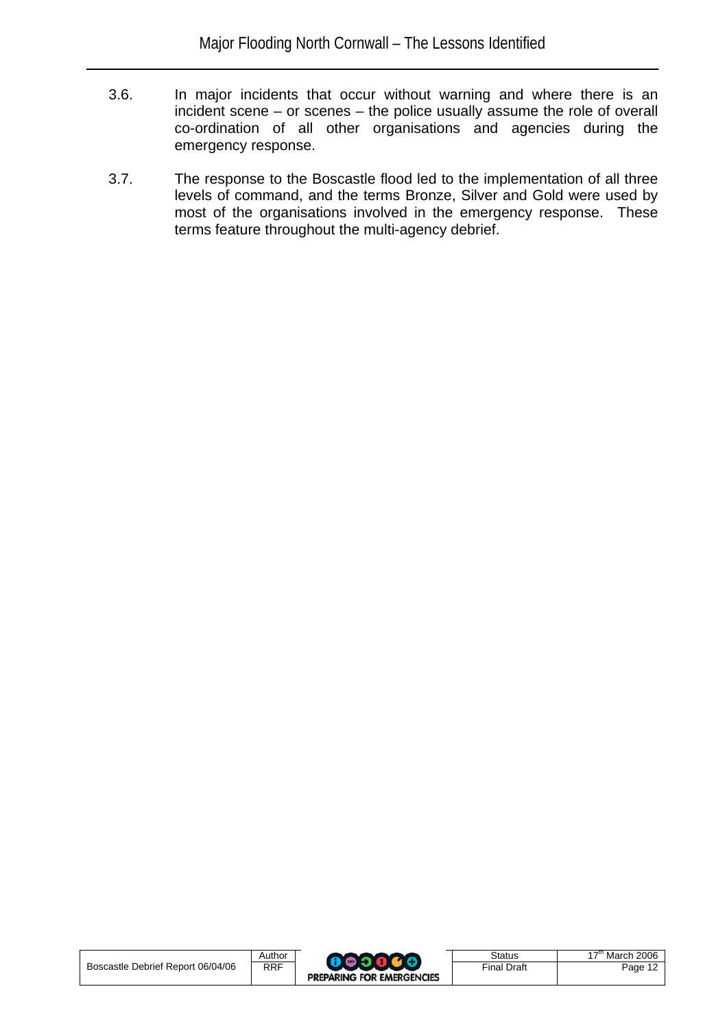3.6. In major incidents that occur without warning and where there is an incident scene – or scenes – the police usually assume the role of overall co-ordination of all other organisations and agencies during the emergency response.

3.7. The response to the Boscastle flood led to the implementation of all three levels of command, and the terms Bronze, Silver and Gold were used by most of the organisations involved in the emergency response. These terms feature throughout the multi-agency debrief.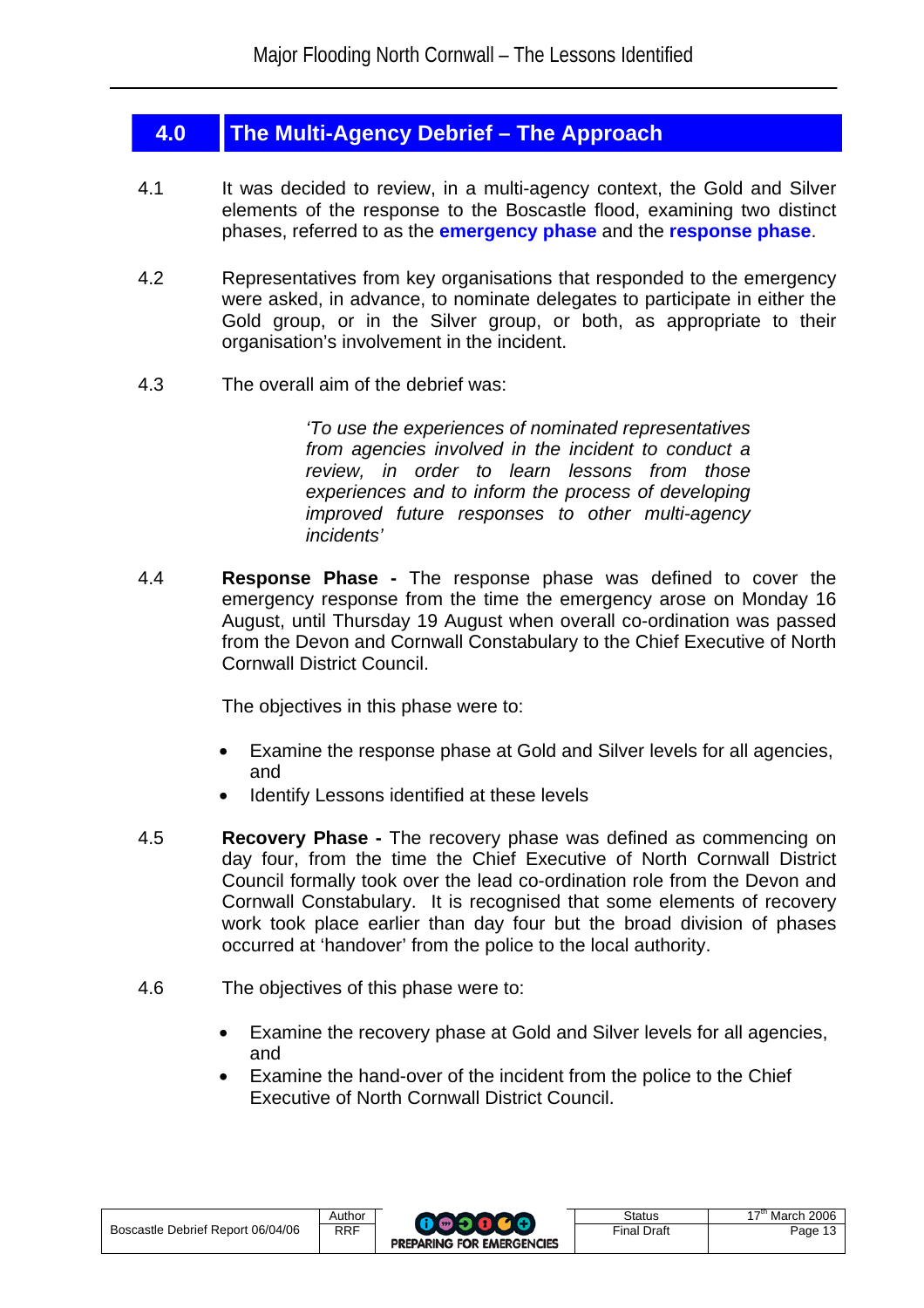## 4.0 The Multi-Agency Debrief – The Approach

4.1 It was decided to review, in a multi-agency context, the Gold and Silver elements of the response to the Boscastle flood, examining two distinct phases, referred to as the **emergency phase** and the **response phase**.

4.2 Representatives from key organisations that responded to the emergency were asked, in advance, to nominate delegates to participate in either the Gold group, or in the Silver group, or both, as appropriate to their organisation's involvement in the incident.

4.3 The overall aim of the debrief was:

> *'To use the experiences of nominated representatives from agencies involved in the incident to conduct a review, in order to learn lessons from those experiences and to inform the process of developing improved future responses to other multi-agency incidents'*

4.4 **Response Phase -** The response phase was defined to cover the emergency response from the time the emergency arose on Monday 16 August, until Thursday 19 August when overall co-ordination was passed from the Devon and Cornwall Constabulary to the Chief Executive of North Cornwall District Council.

The objectives in this phase were to:

- Examine the response phase at Gold and Silver levels for all agencies, and
- Identify Lessons identified at these levels

4.5 **Recovery Phase -** The recovery phase was defined as commencing on day four, from the time the Chief Executive of North Cornwall District Council formally took over the lead co-ordination role from the Devon and Cornwall Constabulary. It is recognised that some elements of recovery work took place earlier than day four but the broad division of phases occurred at 'handover' from the police to the local authority.

4.6 The objectives of this phase were to:

- Examine the recovery phase at Gold and Silver levels for all agencies, and
- Examine the hand-over of the incident from the police to the Chief Executive of North Cornwall District Council.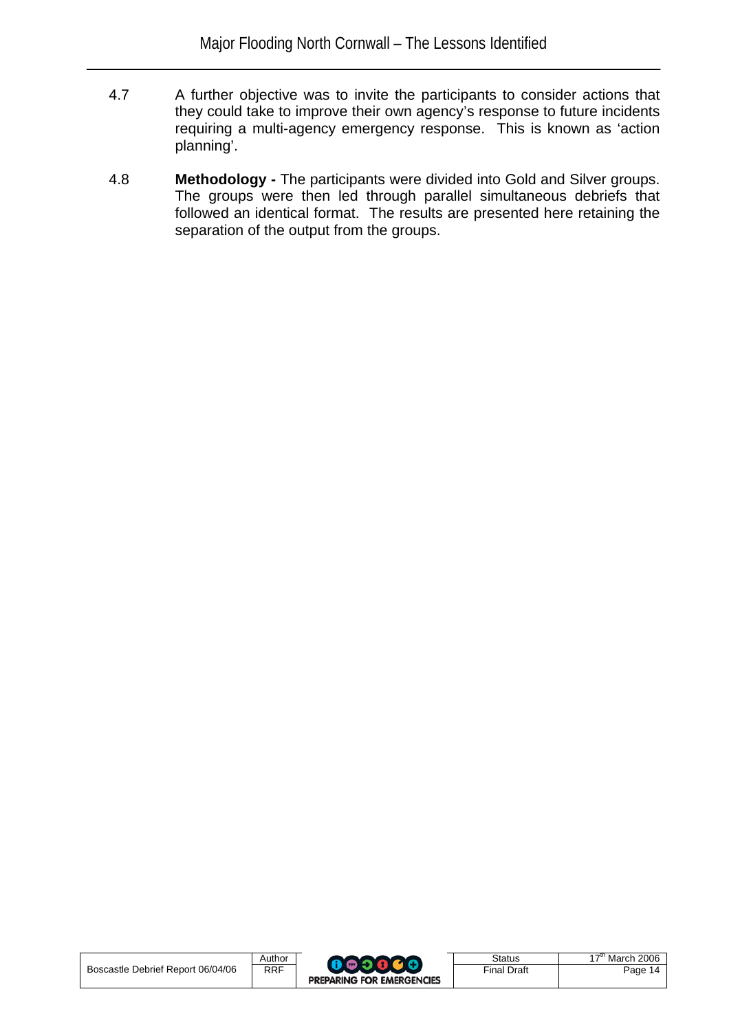4.7 A further objective was to invite the participants to consider actions that they could take to improve their own agency's response to future incidents requiring a multi-agency emergency response. This is known as 'action planning'.

4.8 **Methodology -** The participants were divided into Gold and Silver groups. The groups were then led through parallel simultaneous debriefs that followed an identical format. The results are presented here retaining the separation of the output from the groups.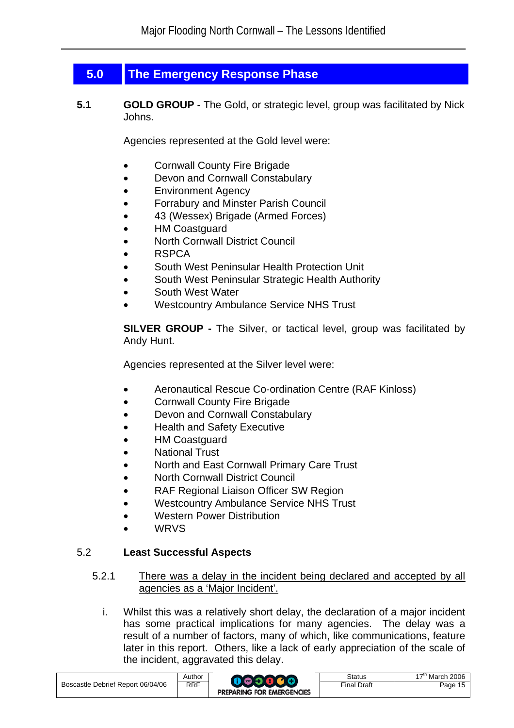## 5.0 The Emergency Response Phase

**5.1** **GOLD GROUP -** The Gold, or strategic level, group was facilitated by Nick Johns.

Agencies represented at the Gold level were:

- Cornwall County Fire Brigade
- Devon and Cornwall Constabulary
- Environment Agency
- Forrabury and Minster Parish Council
- 43 (Wessex) Brigade (Armed Forces)
- HM Coastguard
- North Cornwall District Council
- RSPCA
- South West Peninsular Health Protection Unit
- South West Peninsular Strategic Health Authority
- South West Water
- Westcountry Ambulance Service NHS Trust

**SILVER GROUP -** The Silver, or tactical level, group was facilitated by Andy Hunt.

Agencies represented at the Silver level were:

- Aeronautical Rescue Co-ordination Centre (RAF Kinloss)
- Cornwall County Fire Brigade
- Devon and Cornwall Constabulary
- Health and Safety Executive
- HM Coastguard
- National Trust
- North and East Cornwall Primary Care Trust
- North Cornwall District Council
- RAF Regional Liaison Officer SW Region
- Westcountry Ambulance Service NHS Trust
- Western Power Distribution
- WRVS

### 5.2 Least Successful Aspects

5.2.1 There was a delay in the incident being declared and accepted by all agencies as a 'Major Incident'.

i. Whilst this was a relatively short delay, the declaration of a major incident has some practical implications for many agencies. The delay was a result of a number of factors, many of which, like communications, feature later in this report. Others, like a lack of early appreciation of the scale of the incident, aggravated this delay.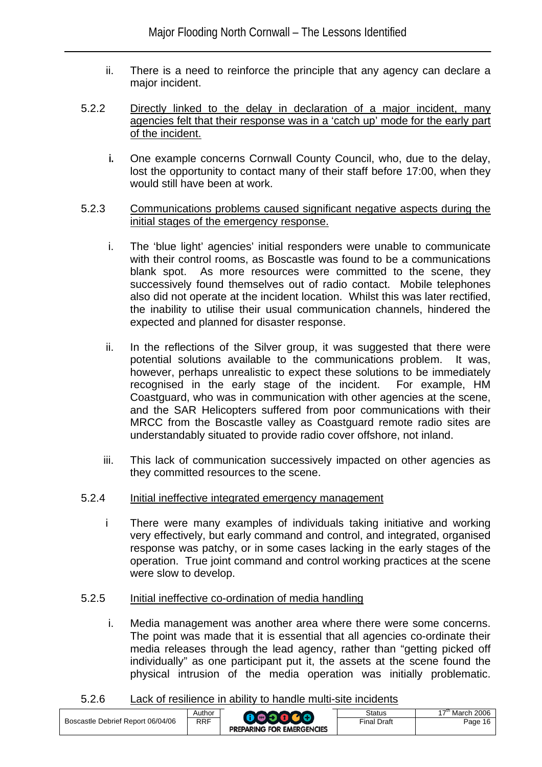ii. There is a need to reinforce the principle that any agency can declare a major incident.

5.2.2 <u>Directly linked to the delay in declaration of a major incident, many agencies felt that their response was in a 'catch up' mode for the early part of the incident.</u>

i. One example concerns Cornwall County Council, who, due to the delay, lost the opportunity to contact many of their staff before 17:00, when they would still have been at work.

5.2.3 <u>Communications problems caused significant negative aspects during the initial stages of the emergency response.</u>

i. The 'blue light' agencies' initial responders were unable to communicate with their control rooms, as Boscastle was found to be a communications blank spot. As more resources were committed to the scene, they successively found themselves out of radio contact. Mobile telephones also did not operate at the incident location. Whilst this was later rectified, the inability to utilise their usual communication channels, hindered the expected and planned for disaster response.

ii. In the reflections of the Silver group, it was suggested that there were potential solutions available to the communications problem. It was, however, perhaps unrealistic to expect these solutions to be immediately recognised in the early stage of the incident. For example, HM Coastguard, who was in communication with other agencies at the scene, and the SAR Helicopters suffered from poor communications with their MRCC from the Boscastle valley as Coastguard remote radio sites are understandably situated to provide radio cover offshore, not inland.

iii. This lack of communication successively impacted on other agencies as they committed resources to the scene.

5.2.4 <u>Initial ineffective integrated emergency management</u>

i There were many examples of individuals taking initiative and working very effectively, but early command and control, and integrated, organised response was patchy, or in some cases lacking in the early stages of the operation. True joint command and control working practices at the scene were slow to develop.

5.2.5 <u>Initial ineffective co-ordination of media handling</u>

i. Media management was another area where there were some concerns. The point was made that it is essential that all agencies co-ordinate their media releases through the lead agency, rather than "getting picked off individually" as one participant put it, the assets at the scene found the physical intrusion of the media operation was initially problematic.

5.2.6 <u>Lack of resilience in ability to handle multi-site incidents</u>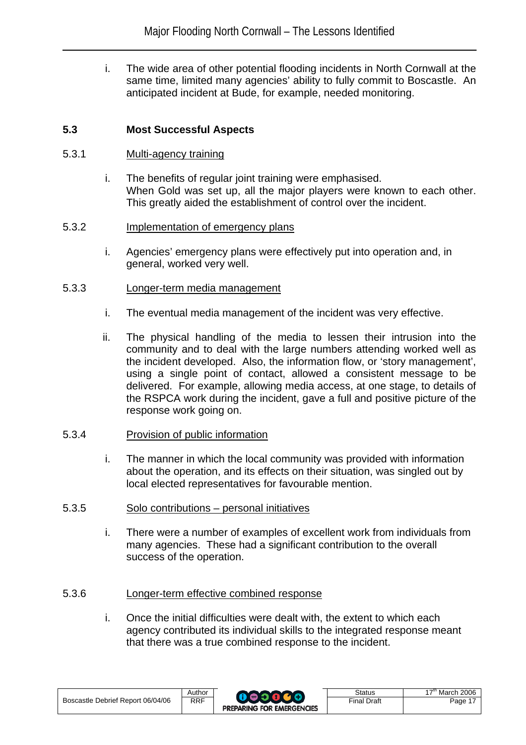i. The wide area of other potential flooding incidents in North Cornwall at the same time, limited many agencies' ability to fully commit to Boscastle. An anticipated incident at Bude, for example, needed monitoring.

### 5.3 Most Successful Aspects

5.3.1 Multi-agency training

i. The benefits of regular joint training were emphasised. When Gold was set up, all the major players were known to each other. This greatly aided the establishment of control over the incident.

5.3.2 Implementation of emergency plans

i. Agencies' emergency plans were effectively put into operation and, in general, worked very well.

5.3.3 Longer-term media management

i. The eventual media management of the incident was very effective.

ii. The physical handling of the media to lessen their intrusion into the community and to deal with the large numbers attending worked well as the incident developed. Also, the information flow, or 'story management', using a single point of contact, allowed a consistent message to be delivered. For example, allowing media access, at one stage, to details of the RSPCA work during the incident, gave a full and positive picture of the response work going on.

5.3.4 Provision of public information

i. The manner in which the local community was provided with information about the operation, and its effects on their situation, was singled out by local elected representatives for favourable mention.

5.3.5 Solo contributions – personal initiatives

i. There were a number of examples of excellent work from individuals from many agencies. These had a significant contribution to the overall success of the operation.

5.3.6 Longer-term effective combined response

i. Once the initial difficulties were dealt with, the extent to which each agency contributed its individual skills to the integrated response meant that there was a true combined response to the incident.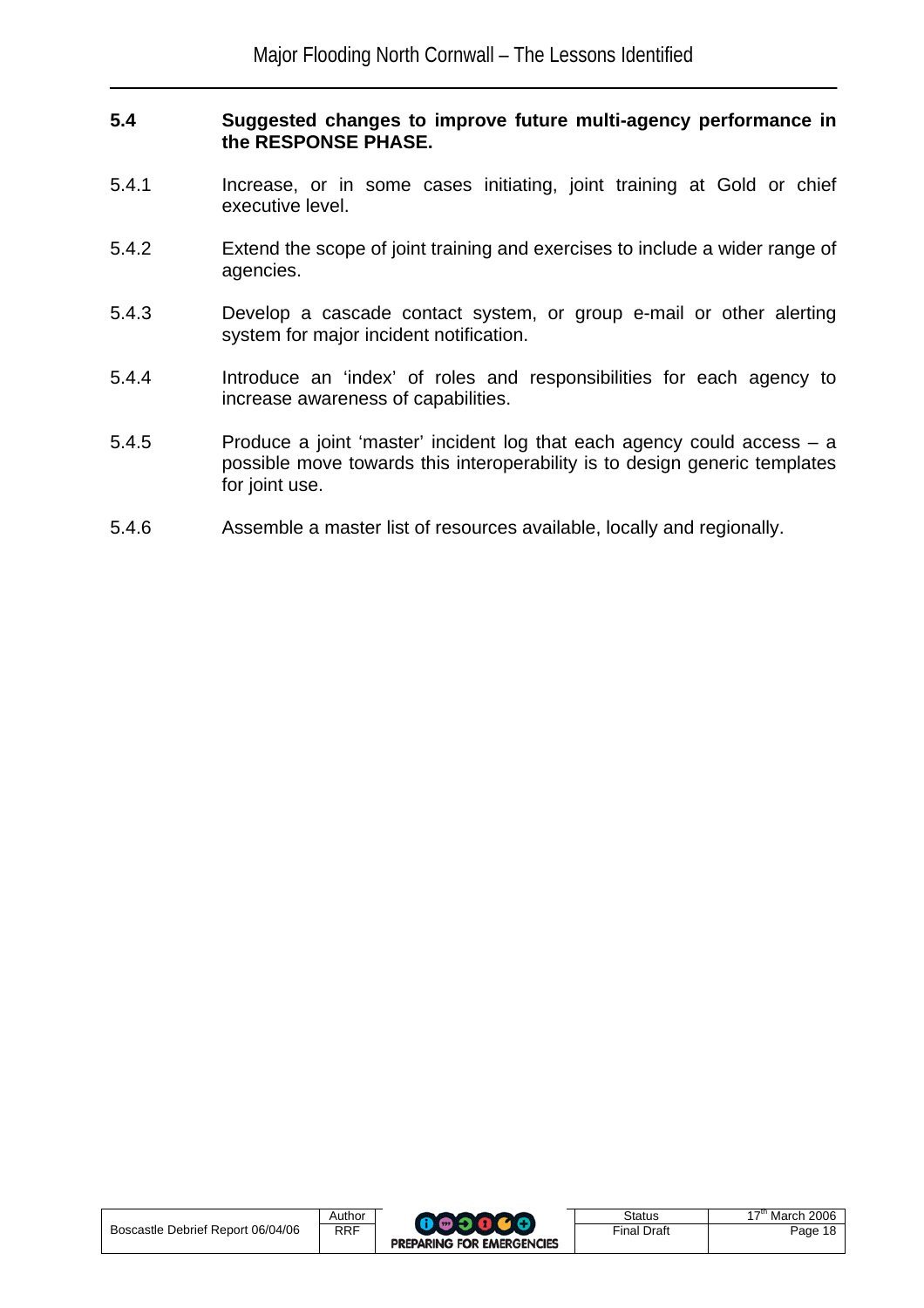### 5.4 Suggested changes to improve future multi-agency performance in the RESPONSE PHASE.

5.4.1 Increase, or in some cases initiating, joint training at Gold or chief executive level.

5.4.2 Extend the scope of joint training and exercises to include a wider range of agencies.

5.4.3 Develop a cascade contact system, or group e-mail or other alerting system for major incident notification.

5.4.4 Introduce an 'index' of roles and responsibilities for each agency to increase awareness of capabilities.

5.4.5 Produce a joint 'master' incident log that each agency could access – a possible move towards this interoperability is to design generic templates for joint use.

5.4.6 Assemble a master list of resources available, locally and regionally.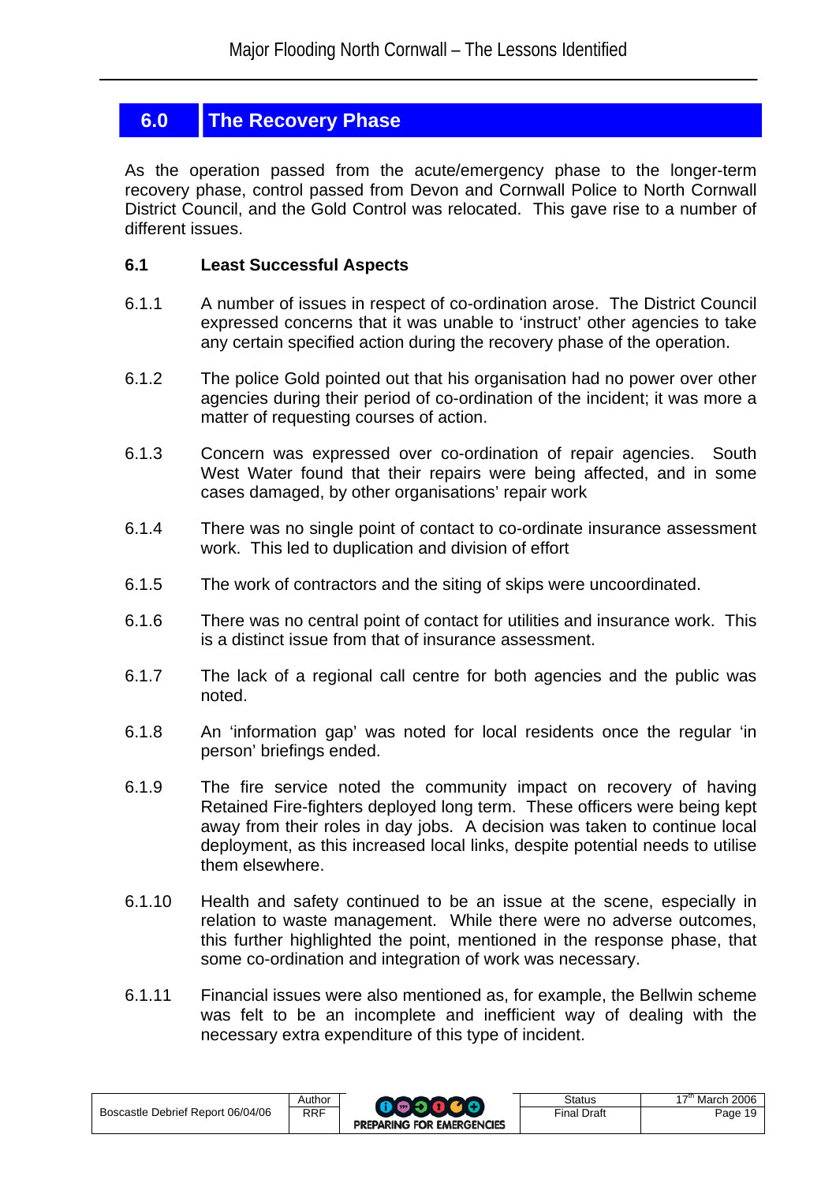## 6.0 The Recovery Phase

As the operation passed from the acute/emergency phase to the longer-term recovery phase, control passed from Devon and Cornwall Police to North Cornwall District Council, and the Gold Control was relocated. This gave rise to a number of different issues.

### 6.1 Least Successful Aspects

6.1.1 A number of issues in respect of co-ordination arose. The District Council expressed concerns that it was unable to 'instruct' other agencies to take any certain specified action during the recovery phase of the operation.

6.1.2 The police Gold pointed out that his organisation had no power over other agencies during their period of co-ordination of the incident; it was more a matter of requesting courses of action.

6.1.3 Concern was expressed over co-ordination of repair agencies. South West Water found that their repairs were being affected, and in some cases damaged, by other organisations' repair work

6.1.4 There was no single point of contact to co-ordinate insurance assessment work. This led to duplication and division of effort

6.1.5 The work of contractors and the siting of skips were uncoordinated.

6.1.6 There was no central point of contact for utilities and insurance work. This is a distinct issue from that of insurance assessment.

6.1.7 The lack of a regional call centre for both agencies and the public was noted.

6.1.8 An 'information gap' was noted for local residents once the regular 'in person' briefings ended.

6.1.9 The fire service noted the community impact on recovery of having Retained Fire-fighters deployed long term. These officers were being kept away from their roles in day jobs. A decision was taken to continue local deployment, as this increased local links, despite potential needs to utilise them elsewhere.

6.1.10 Health and safety continued to be an issue at the scene, especially in relation to waste management. While there were no adverse outcomes, this further highlighted the point, mentioned in the response phase, that some co-ordination and integration of work was necessary.

6.1.11 Financial issues were also mentioned as, for example, the Bellwin scheme was felt to be an incomplete and inefficient way of dealing with the necessary extra expenditure of this type of incident.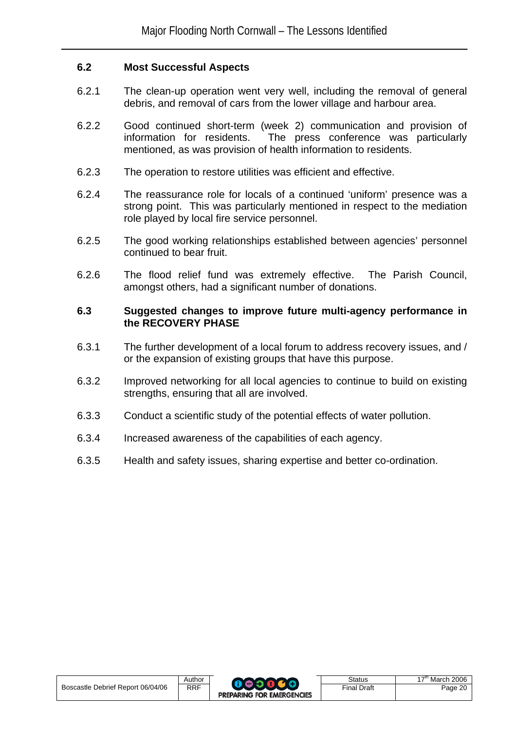## 6.2 Most Successful Aspects

6.2.1 The clean-up operation went very well, including the removal of general debris, and removal of cars from the lower village and harbour area.

6.2.2 Good continued short-term (week 2) communication and provision of information for residents. The press conference was particularly mentioned, as was provision of health information to residents.

6.2.3 The operation to restore utilities was efficient and effective.

6.2.4 The reassurance role for locals of a continued 'uniform' presence was a strong point. This was particularly mentioned in respect to the mediation role played by local fire service personnel.

6.2.5 The good working relationships established between agencies' personnel continued to bear fruit.

6.2.6 The flood relief fund was extremely effective. The Parish Council, amongst others, had a significant number of donations.

## 6.3 Suggested changes to improve future multi-agency performance in the RECOVERY PHASE

6.3.1 The further development of a local forum to address recovery issues, and / or the expansion of existing groups that have this purpose.

6.3.2 Improved networking for all local agencies to continue to build on existing strengths, ensuring that all are involved.

6.3.3 Conduct a scientific study of the potential effects of water pollution.

6.3.4 Increased awareness of the capabilities of each agency.

6.3.5 Health and safety issues, sharing expertise and better co-ordination.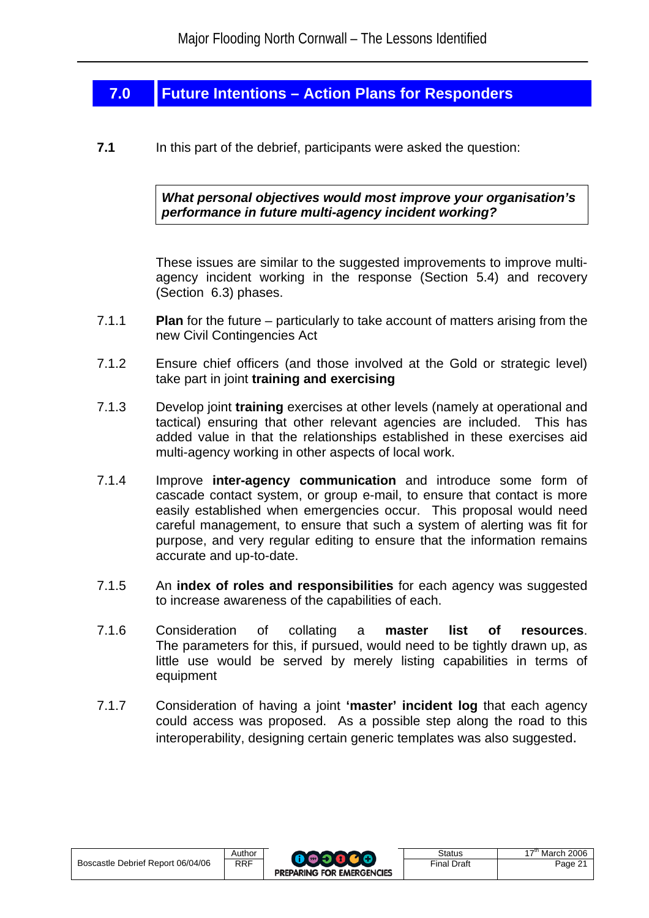## 7.0 Future Intentions – Action Plans for Responders

**7.1** In this part of the debrief, participants were asked the question:

> ***What personal objectives would most improve your organisation's performance in future multi-agency incident working?***

These issues are similar to the suggested improvements to improve multi-agency incident working in the response (Section 5.4) and recovery (Section 6.3) phases.

7.1.1 **Plan** for the future – particularly to take account of matters arising from the new Civil Contingencies Act

7.1.2 Ensure chief officers (and those involved at the Gold or strategic level) take part in joint **training and exercising**

7.1.3 Develop joint **training** exercises at other levels (namely at operational and tactical) ensuring that other relevant agencies are included. This has added value in that the relationships established in these exercises aid multi-agency working in other aspects of local work.

7.1.4 Improve **inter-agency communication** and introduce some form of cascade contact system, or group e-mail, to ensure that contact is more easily established when emergencies occur. This proposal would need careful management, to ensure that such a system of alerting was fit for purpose, and very regular editing to ensure that the information remains accurate and up-to-date.

7.1.5 An **index of roles and responsibilities** for each agency was suggested to increase awareness of the capabilities of each.

7.1.6 Consideration of collating a **master list of resources**. The parameters for this, if pursued, would need to be tightly drawn up, as little use would be served by merely listing capabilities in terms of equipment

7.1.7 Consideration of having a joint **'master' incident log** that each agency could access was proposed. As a possible step along the road to this interoperability, designing certain generic templates was also suggested.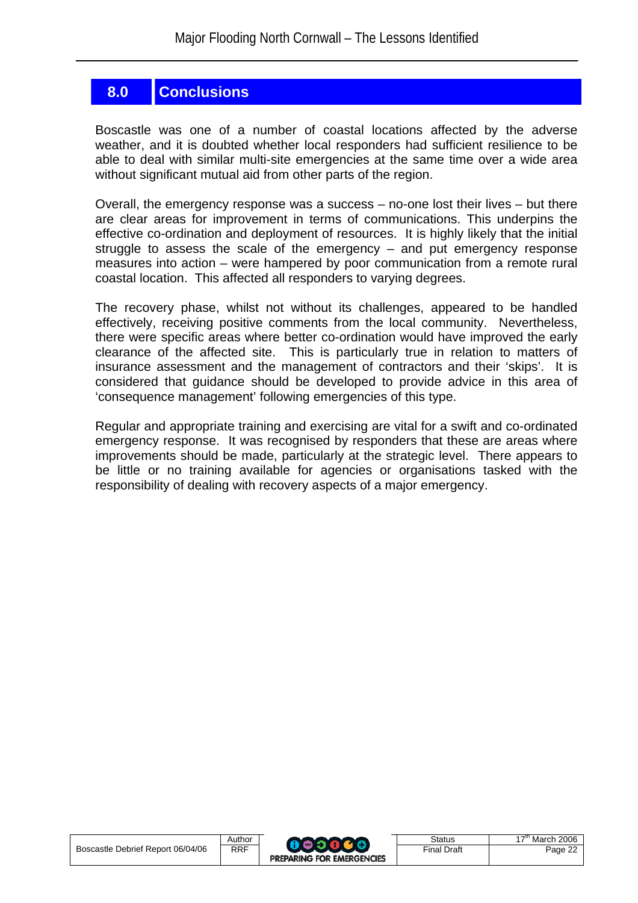## 8.0 Conclusions

Boscastle was one of a number of coastal locations affected by the adverse weather, and it is doubted whether local responders had sufficient resilience to be able to deal with similar multi-site emergencies at the same time over a wide area without significant mutual aid from other parts of the region.

Overall, the emergency response was a success – no-one lost their lives – but there are clear areas for improvement in terms of communications. This underpins the effective co-ordination and deployment of resources. It is highly likely that the initial struggle to assess the scale of the emergency – and put emergency response measures into action – were hampered by poor communication from a remote rural coastal location. This affected all responders to varying degrees.

The recovery phase, whilst not without its challenges, appeared to be handled effectively, receiving positive comments from the local community. Nevertheless, there were specific areas where better co-ordination would have improved the early clearance of the affected site. This is particularly true in relation to matters of insurance assessment and the management of contractors and their 'skips'. It is considered that guidance should be developed to provide advice in this area of 'consequence management' following emergencies of this type.

Regular and appropriate training and exercising are vital for a swift and co-ordinated emergency response. It was recognised by responders that these are areas where improvements should be made, particularly at the strategic level. There appears to be little or no training available for agencies or organisations tasked with the responsibility of dealing with recovery aspects of a major emergency.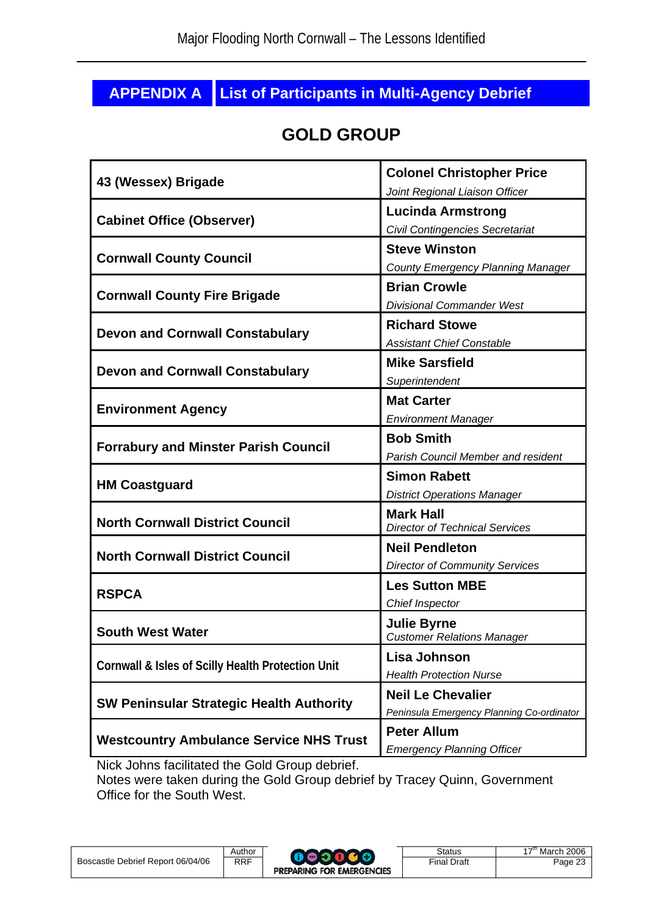## APPENDIX A List of Participants in Multi-Agency Debrief

### GOLD GROUP

| Organisation | Participant |
|---|---|
| **43 (Wessex) Brigade** | **Colonel Christopher Price**<br>*Joint Regional Liaison Officer* |
| **Cabinet Office (Observer)** | **Lucinda Armstrong**<br>*Civil Contingencies Secretariat* |
| **Cornwall County Council** | **Steve Winston**<br>*County Emergency Planning Manager* |
| **Cornwall County Fire Brigade** | **Brian Crowle**<br>*Divisional Commander West* |
| **Devon and Cornwall Constabulary** | **Richard Stowe**<br>*Assistant Chief Constable* |
| **Devon and Cornwall Constabulary** | **Mike Sarsfield**<br>*Superintendent* |
| **Environment Agency** | **Mat Carter**<br>*Environment Manager* |
| **Forrabury and Minster Parish Council** | **Bob Smith**<br>*Parish Council Member and resident* |
| **HM Coastguard** | **Simon Rabett**<br>*District Operations Manager* |
| **North Cornwall District Council** | **Mark Hall**<br>*Director of Technical Services* |
| **North Cornwall District Council** | **Neil Pendleton**<br>*Director of Community Services* |
| **RSPCA** | **Les Sutton MBE**<br>*Chief Inspector* |
| **South West Water** | **Julie Byrne**<br>*Customer Relations Manager* |
| **Cornwall & Isles of Scilly Health Protection Unit** | **Lisa Johnson**<br>*Health Protection Nurse* |
| **SW Peninsular Strategic Health Authority** | **Neil Le Chevalier**<br>*Peninsula Emergency Planning Co-ordinator* |
| **Westcountry Ambulance Service NHS Trust** | **Peter Allum**<br>*Emergency Planning Officer* |

Nick Johns facilitated the Gold Group debrief.
Notes were taken during the Gold Group debrief by Tracey Quinn, Government Office for the South West.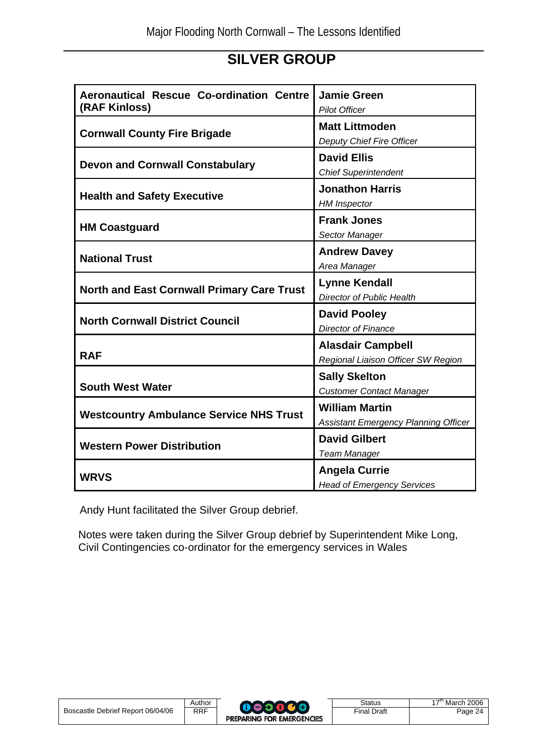## SILVER GROUP

| Organisation | Representative |
|---|---|
| **Aeronautical Rescue Co-ordination Centre (RAF Kinloss)** | **Jamie Green**<br>*Pilot Officer* |
| **Cornwall County Fire Brigade** | **Matt Littmoden**<br>*Deputy Chief Fire Officer* |
| **Devon and Cornwall Constabulary** | **David Ellis**<br>*Chief Superintendent* |
| **Health and Safety Executive** | **Jonathon Harris**<br>*HM Inspector* |
| **HM Coastguard** | **Frank Jones**<br>*Sector Manager* |
| **National Trust** | **Andrew Davey**<br>*Area Manager* |
| **North and East Cornwall Primary Care Trust** | **Lynne Kendall**<br>*Director of Public Health* |
| **North Cornwall District Council** | **David Pooley**<br>*Director of Finance* |
| **RAF** | **Alasdair Campbell**<br>*Regional Liaison Officer SW Region* |
| **South West Water** | **Sally Skelton**<br>*Customer Contact Manager* |
| **Westcountry Ambulance Service NHS Trust** | **William Martin**<br>*Assistant Emergency Planning Officer* |
| **Western Power Distribution** | **David Gilbert**<br>*Team Manager* |
| **WRVS** | **Angela Currie**<br>*Head of Emergency Services* |

Andy Hunt facilitated the Silver Group debrief.

Notes were taken during the Silver Group debrief by Superintendent Mike Long, Civil Contingencies co-ordinator for the emergency services in Wales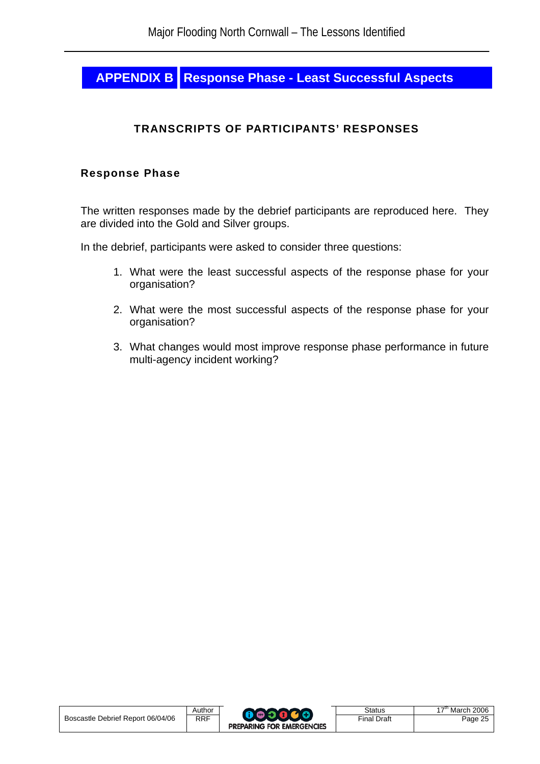# APPENDIX B Response Phase - Least Successful Aspects

## TRANSCRIPTS OF PARTICIPANTS' RESPONSES

### Response Phase

The written responses made by the debrief participants are reproduced here. They are divided into the Gold and Silver groups.

In the debrief, participants were asked to consider three questions:

1. What were the least successful aspects of the response phase for your organisation?

2. What were the most successful aspects of the response phase for your organisation?

3. What changes would most improve response phase performance in future multi-agency incident working?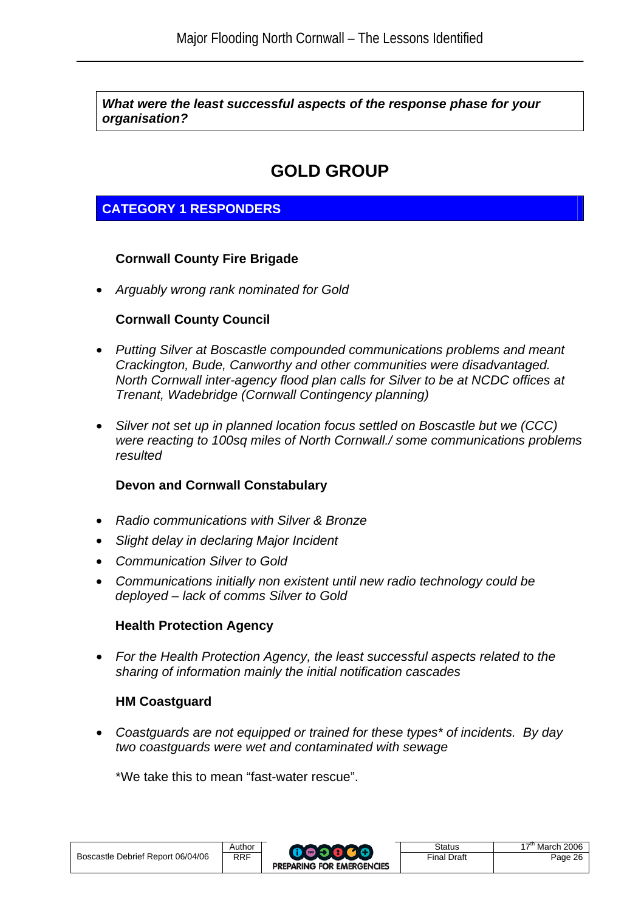***What were the least successful aspects of the response phase for your organisation?***

# GOLD GROUP

## CATEGORY 1 RESPONDERS

### Cornwall County Fire Brigade

- *Arguably wrong rank nominated for Gold*

### Cornwall County Council

- *Putting Silver at Boscastle compounded communications problems and meant Crackington, Bude, Canworthy and other communities were disadvantaged. North Cornwall inter-agency flood plan calls for Silver to be at NCDC offices at Trenant, Wadebridge (Cornwall Contingency planning)*

- *Silver not set up in planned location focus settled on Boscastle but we (CCC) were reacting to 100sq miles of North Cornwall./ some communications problems resulted*

### Devon and Cornwall Constabulary

- *Radio communications with Silver & Bronze*
- *Slight delay in declaring Major Incident*
- *Communication Silver to Gold*
- *Communications initially non existent until new radio technology could be deployed – lack of comms Silver to Gold*

### Health Protection Agency

- *For the Health Protection Agency, the least successful aspects related to the sharing of information mainly the initial notification cascades*

### HM Coastguard

- *Coastguards are not equipped or trained for these types* of incidents. By day two coastguards were wet and contaminated with sewage*

*We take this to mean "fast-water rescue".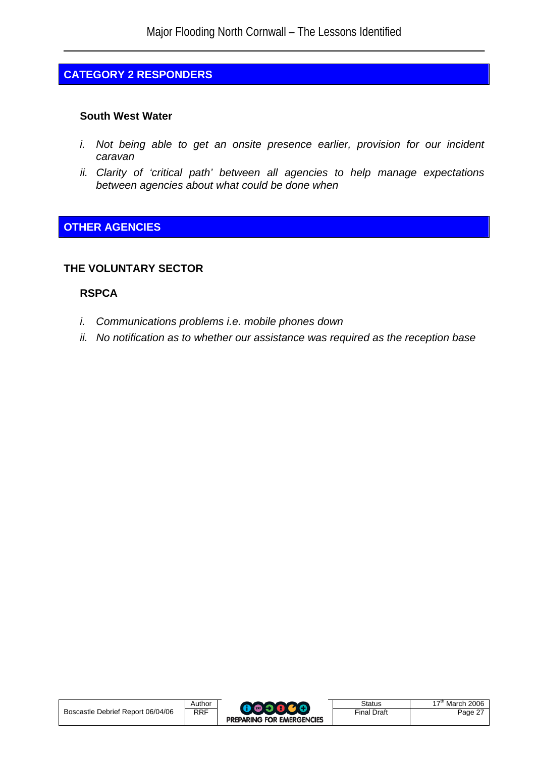## CATEGORY 2 RESPONDERS

### South West Water

*i. Not being able to get an onsite presence earlier, provision for our incident caravan*

*ii. Clarity of 'critical path' between all agencies to help manage expectations between agencies about what could be done when*

## OTHER AGENCIES

### THE VOLUNTARY SECTOR

#### RSPCA

*i. Communications problems i.e. mobile phones down*

*ii. No notification as to whether our assistance was required as the reception base*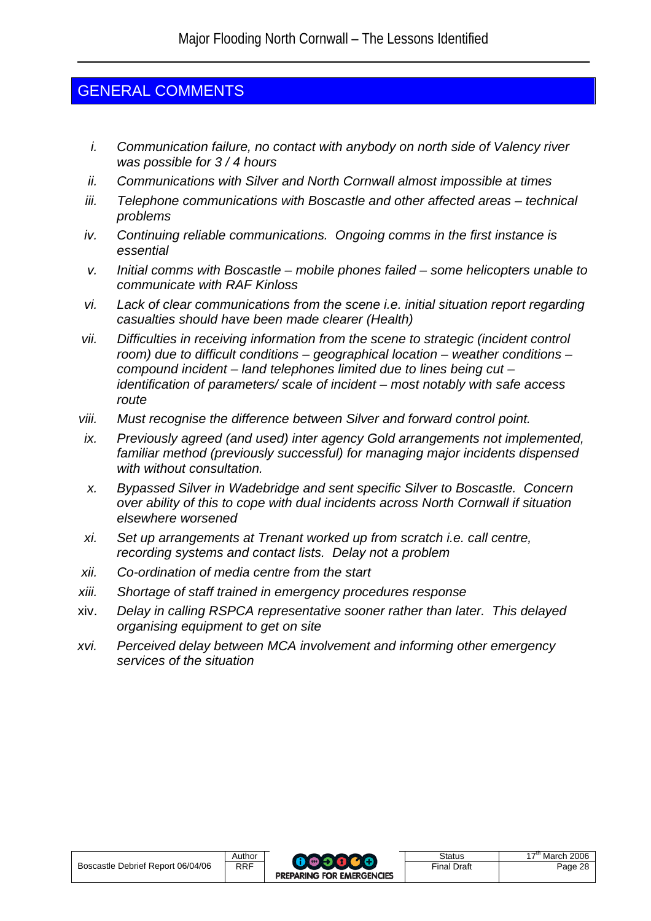## GENERAL COMMENTS

i. *Communication failure, no contact with anybody on north side of Valency river was possible for 3 / 4 hours*

ii. *Communications with Silver and North Cornwall almost impossible at times*

iii. *Telephone communications with Boscastle and other affected areas – technical problems*

iv. *Continuing reliable communications. Ongoing comms in the first instance is essential*

v. *Initial comms with Boscastle – mobile phones failed – some helicopters unable to communicate with RAF Kinloss*

vi. *Lack of clear communications from the scene i.e. initial situation report regarding casualties should have been made clearer (Health)*

vii. *Difficulties in receiving information from the scene to strategic (incident control room) due to difficult conditions – geographical location – weather conditions – compound incident – land telephones limited due to lines being cut – identification of parameters/ scale of incident – most notably with safe access route*

viii. *Must recognise the difference between Silver and forward control point.*

ix. *Previously agreed (and used) inter agency Gold arrangements not implemented, familiar method (previously successful) for managing major incidents dispensed with without consultation.*

x. *Bypassed Silver in Wadebridge and sent specific Silver to Boscastle. Concern over ability of this to cope with dual incidents across North Cornwall if situation elsewhere worsened*

xi. *Set up arrangements at Trenant worked up from scratch i.e. call centre, recording systems and contact lists. Delay not a problem*

xii. *Co-ordination of media centre from the start*

xiii. *Shortage of staff trained in emergency procedures response*

xiv. *Delay in calling RSPCA representative sooner rather than later. This delayed organising equipment to get on site*

xvi. *Perceived delay between MCA involvement and informing other emergency services of the situation*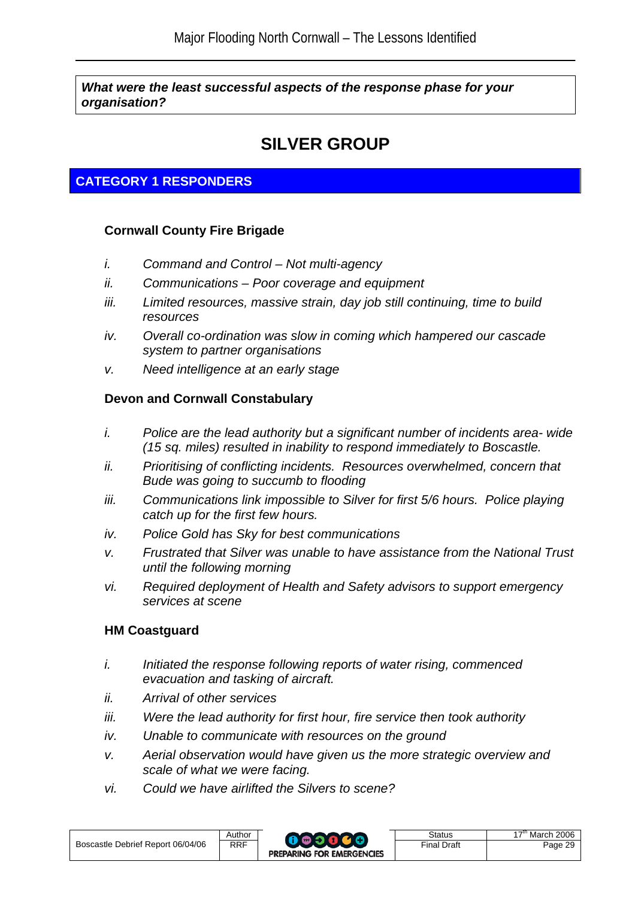***What were the least successful aspects of the response phase for your organisation?***

# SILVER GROUP

## CATEGORY 1 RESPONDERS

### Cornwall County Fire Brigade

*i. Command and Control – Not multi-agency*

*ii. Communications – Poor coverage and equipment*

*iii. Limited resources, massive strain, day job still continuing, time to build resources*

*iv. Overall co-ordination was slow in coming which hampered our cascade system to partner organisations*

*v. Need intelligence at an early stage*

### Devon and Cornwall Constabulary

*i. Police are the lead authority but a significant number of incidents area- wide (15 sq. miles) resulted in inability to respond immediately to Boscastle.*

*ii. Prioritising of conflicting incidents. Resources overwhelmed, concern that Bude was going to succumb to flooding*

*iii. Communications link impossible to Silver for first 5/6 hours. Police playing catch up for the first few hours.*

*iv. Police Gold has Sky for best communications*

*v. Frustrated that Silver was unable to have assistance from the National Trust until the following morning*

*vi. Required deployment of Health and Safety advisors to support emergency services at scene*

### HM Coastguard

*i. Initiated the response following reports of water rising, commenced evacuation and tasking of aircraft.*

*ii. Arrival of other services*

*iii. Were the lead authority for first hour, fire service then took authority*

*iv. Unable to communicate with resources on the ground*

*v. Aerial observation would have given us the more strategic overview and scale of what we were facing.*

*vi. Could we have airlifted the Silvers to scene?*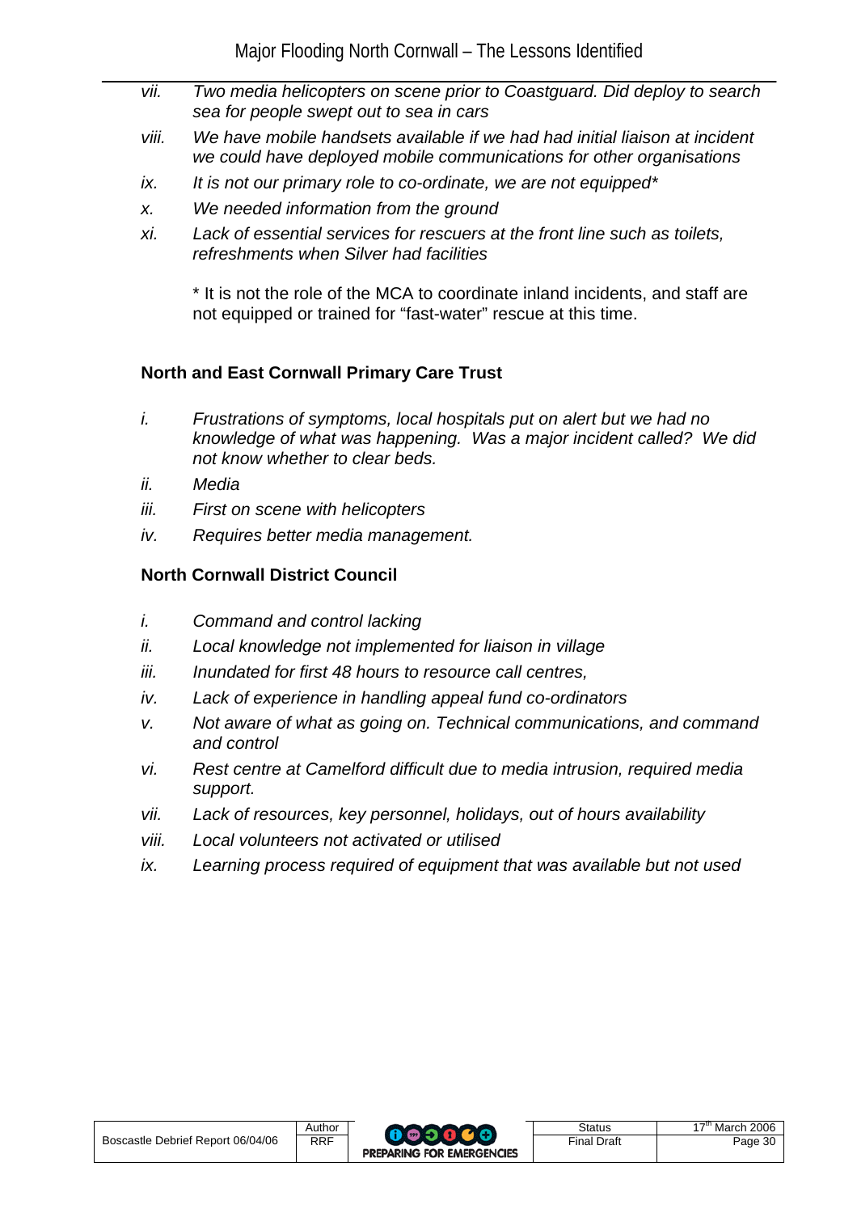vii. *Two media helicopters on scene prior to Coastguard. Did deploy to search sea for people swept out to sea in cars*

viii. *We have mobile handsets available if we had had initial liaison at incident we could have deployed mobile communications for other organisations*

ix. *It is not our primary role to co-ordinate, we are not equipped**

x. *We needed information from the ground*

xi. *Lack of essential services for rescuers at the front line such as toilets, refreshments when Silver had facilities*

\* It is not the role of the MCA to coordinate inland incidents, and staff are not equipped or trained for "fast-water" rescue at this time.

**North and East Cornwall Primary Care Trust**

i. *Frustrations of symptoms, local hospitals put on alert but we had no knowledge of what was happening. Was a major incident called? We did not know whether to clear beds.*

ii. *Media*

iii. *First on scene with helicopters*

iv. *Requires better media management.*

**North Cornwall District Council**

i. *Command and control lacking*

ii. *Local knowledge not implemented for liaison in village*

iii. *Inundated for first 48 hours to resource call centres,*

iv. *Lack of experience in handling appeal fund co-ordinators*

v. *Not aware of what as going on. Technical communications, and command and control*

vi. *Rest centre at Camelford difficult due to media intrusion, required media support.*

vii. *Lack of resources, key personnel, holidays, out of hours availability*

viii. *Local volunteers not activated or utilised*

ix. *Learning process required of equipment that was available but not used*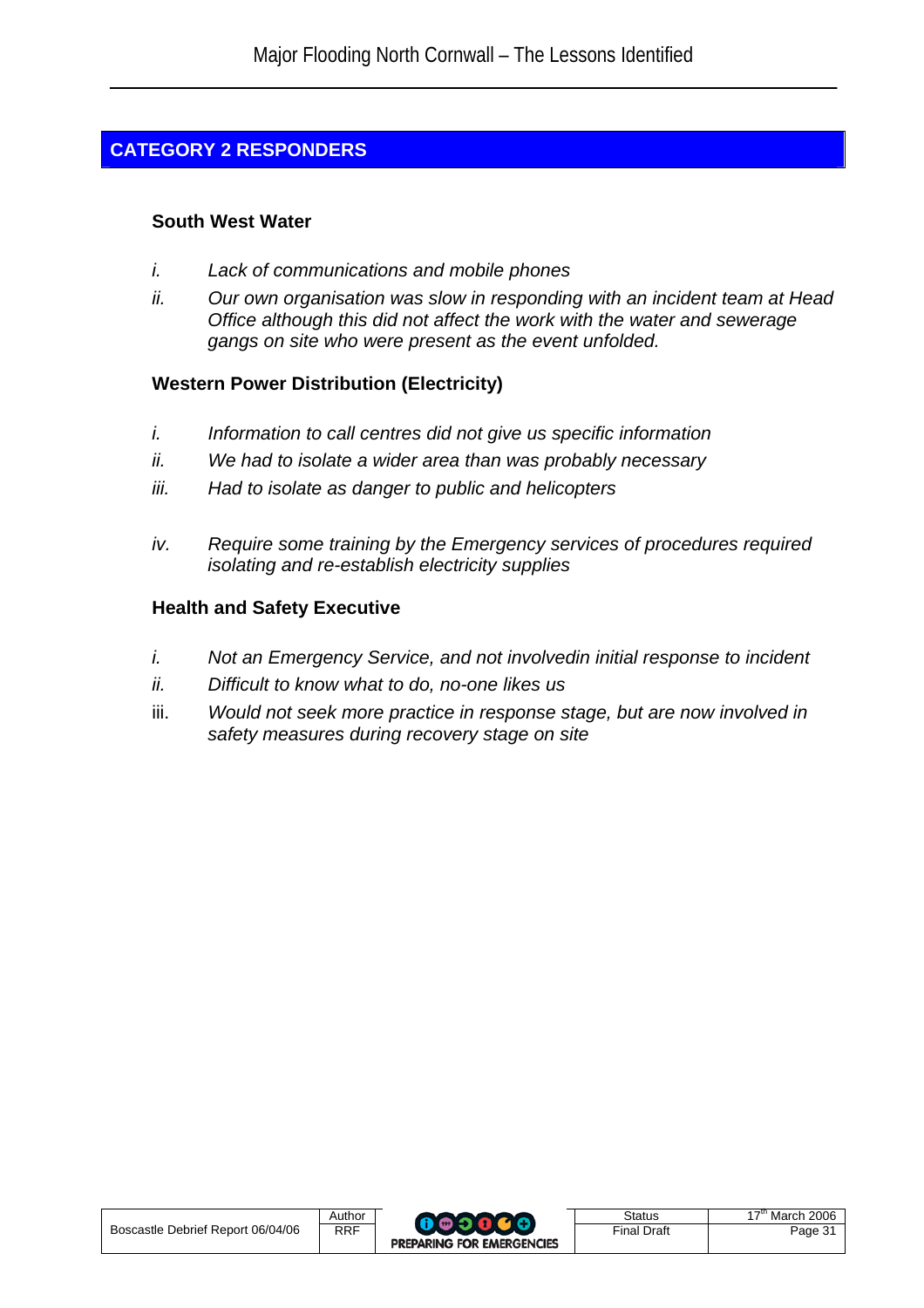## CATEGORY 2 RESPONDERS

### South West Water

*i.* *Lack of communications and mobile phones*

*ii.* *Our own organisation was slow in responding with an incident team at Head Office although this did not affect the work with the water and sewerage gangs on site who were present as the event unfolded.*

### Western Power Distribution (Electricity)

*i.* *Information to call centres did not give us specific information*

*ii.* *We had to isolate a wider area than was probably necessary*

*iii.* *Had to isolate as danger to public and helicopters*

*iv.* *Require some training by the Emergency services of procedures required isolating and re-establish electricity supplies*

### Health and Safety Executive

*i.* *Not an Emergency Service, and not involvedin initial response to incident*

*ii.* *Difficult to know what to do, no-one likes us*

iii. *Would not seek more practice in response stage, but are now involved in safety measures during recovery stage on site*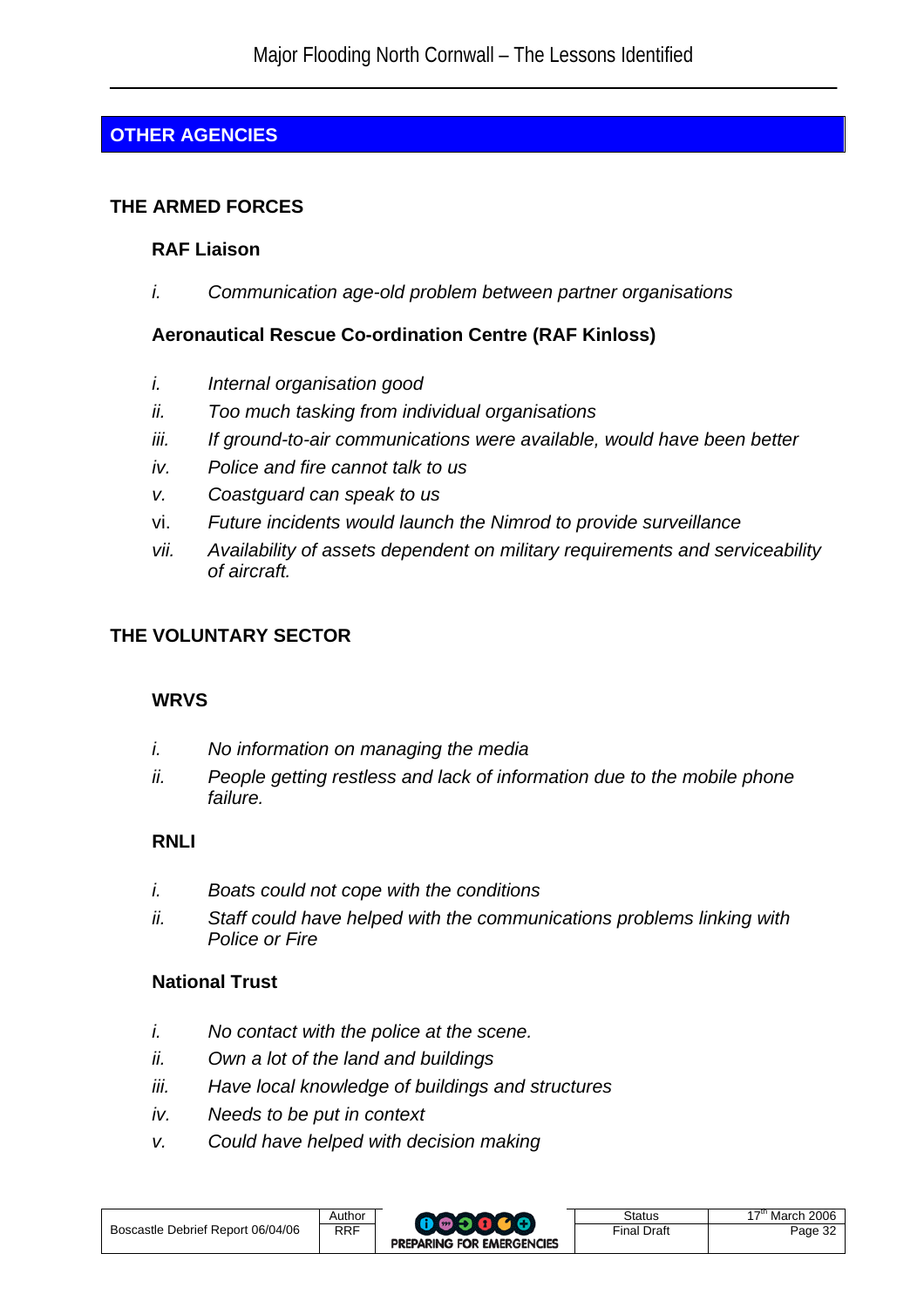## OTHER AGENCIES

### THE ARMED FORCES

#### RAF Liaison

i. *Communication age-old problem between partner organisations*

#### Aeronautical Rescue Co-ordination Centre (RAF Kinloss)

i. *Internal organisation good*
ii. *Too much tasking from individual organisations*
iii. *If ground-to-air communications were available, would have been better*
iv. *Police and fire cannot talk to us*
v. *Coastguard can speak to us*
vi. *Future incidents would launch the Nimrod to provide surveillance*
vii. *Availability of assets dependent on military requirements and serviceability of aircraft.*

### THE VOLUNTARY SECTOR

#### WRVS

i. *No information on managing the media*
ii. *People getting restless and lack of information due to the mobile phone failure.*

#### RNLI

i. *Boats could not cope with the conditions*
ii. *Staff could have helped with the communications problems linking with Police or Fire*

#### National Trust

i. *No contact with the police at the scene.*
ii. *Own a lot of the land and buildings*
iii. *Have local knowledge of buildings and structures*
iv. *Needs to be put in context*
v. *Could have helped with decision making*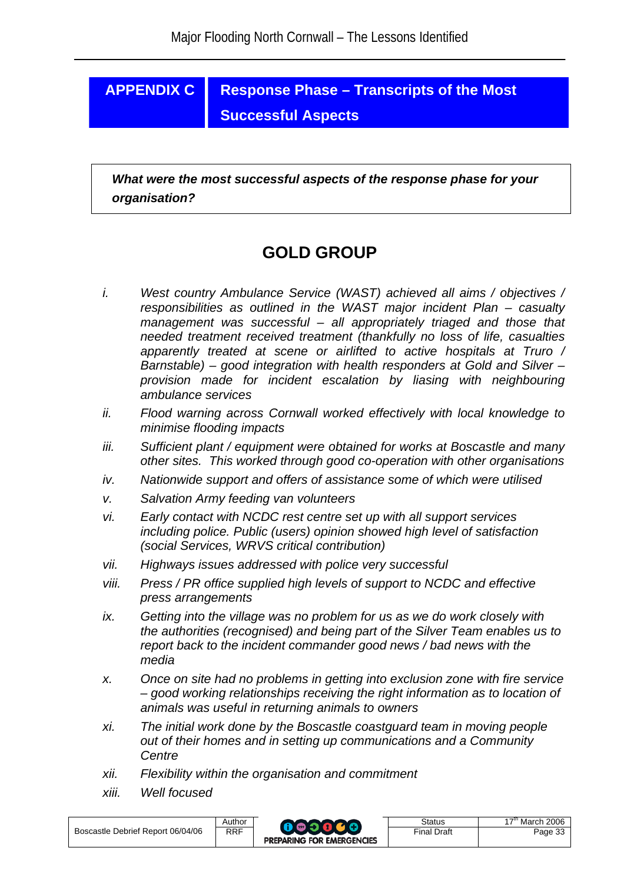## APPENDIX C Response Phase – Transcripts of the Most Successful Aspects

***What were the most successful aspects of the response phase for your organisation?***

## GOLD GROUP

- i. *West country Ambulance Service (WAST) achieved all aims / objectives / responsibilities as outlined in the WAST major incident Plan – casualty management was successful – all appropriately triaged and those that needed treatment received treatment (thankfully no loss of life, casualties apparently treated at scene or airlifted to active hospitals at Truro / Barnstable) – good integration with health responders at Gold and Silver – provision made for incident escalation by liasing with neighbouring ambulance services*
- ii. *Flood warning across Cornwall worked effectively with local knowledge to minimise flooding impacts*
- iii. *Sufficient plant / equipment were obtained for works at Boscastle and many other sites. This worked through good co-operation with other organisations*
- iv. *Nationwide support and offers of assistance some of which were utilised*
- v. *Salvation Army feeding van volunteers*
- vi. *Early contact with NCDC rest centre set up with all support services including police. Public (users) opinion showed high level of satisfaction (social Services, WRVS critical contribution)*
- vii. *Highways issues addressed with police very successful*
- viii. *Press / PR office supplied high levels of support to NCDC and effective press arrangements*
- ix. *Getting into the village was no problem for us as we do work closely with the authorities (recognised) and being part of the Silver Team enables us to report back to the incident commander good news / bad news with the media*
- x. *Once on site had no problems in getting into exclusion zone with fire service – good working relationships receiving the right information as to location of animals was useful in returning animals to owners*
- xi. *The initial work done by the Boscastle coastguard team in moving people out of their homes and in setting up communications and a Community Centre*
- xii. *Flexibility within the organisation and commitment*
- xiii. *Well focused*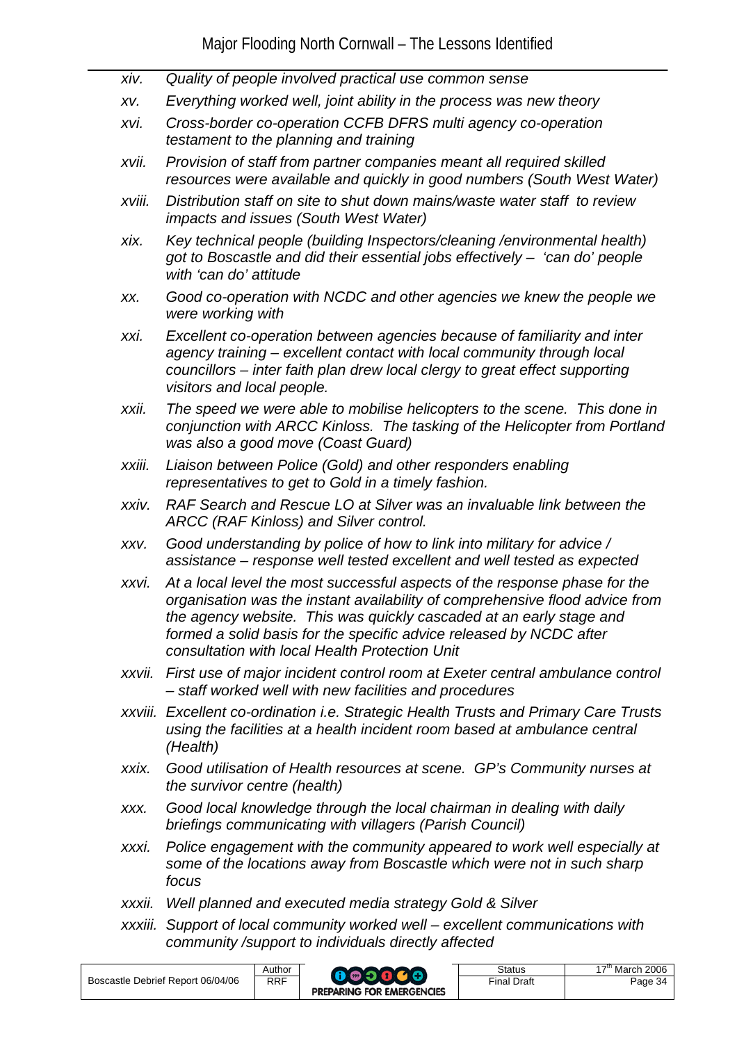- xiv. *Quality of people involved practical use common sense*
- xv. *Everything worked well, joint ability in the process was new theory*
- xvi. *Cross-border co-operation CCFB DFRS multi agency co-operation testament to the planning and training*
- xvii. *Provision of staff from partner companies meant all required skilled resources were available and quickly in good numbers (South West Water)*
- xviii. *Distribution staff on site to shut down mains/waste water staff to review impacts and issues (South West Water)*
- xix. *Key technical people (building Inspectors/cleaning /environmental health) got to Boscastle and did their essential jobs effectively – 'can do' people with 'can do' attitude*
- xx. *Good co-operation with NCDC and other agencies we knew the people we were working with*
- xxi. *Excellent co-operation between agencies because of familiarity and inter agency training – excellent contact with local community through local councillors – inter faith plan drew local clergy to great effect supporting visitors and local people.*
- xxii. *The speed we were able to mobilise helicopters to the scene. This done in conjunction with ARCC Kinloss. The tasking of the Helicopter from Portland was also a good move (Coast Guard)*
- xxiii. *Liaison between Police (Gold) and other responders enabling representatives to get to Gold in a timely fashion.*
- xxiv. *RAF Search and Rescue LO at Silver was an invaluable link between the ARCC (RAF Kinloss) and Silver control.*
- xxv. *Good understanding by police of how to link into military for advice / assistance – response well tested excellent and well tested as expected*
- xxvi. *At a local level the most successful aspects of the response phase for the organisation was the instant availability of comprehensive flood advice from the agency website. This was quickly cascaded at an early stage and formed a solid basis for the specific advice released by NCDC after consultation with local Health Protection Unit*
- xxvii. *First use of major incident control room at Exeter central ambulance control – staff worked well with new facilities and procedures*
- xxviii. *Excellent co-ordination i.e. Strategic Health Trusts and Primary Care Trusts using the facilities at a health incident room based at ambulance central (Health)*
- xxix. *Good utilisation of Health resources at scene. GP's Community nurses at the survivor centre (health)*
- xxx. *Good local knowledge through the local chairman in dealing with daily briefings communicating with villagers (Parish Council)*
- xxxi. *Police engagement with the community appeared to work well especially at some of the locations away from Boscastle which were not in such sharp focus*
- xxxii. *Well planned and executed media strategy Gold & Silver*
- xxxiii. *Support of local community worked well – excellent communications with community /support to individuals directly affected*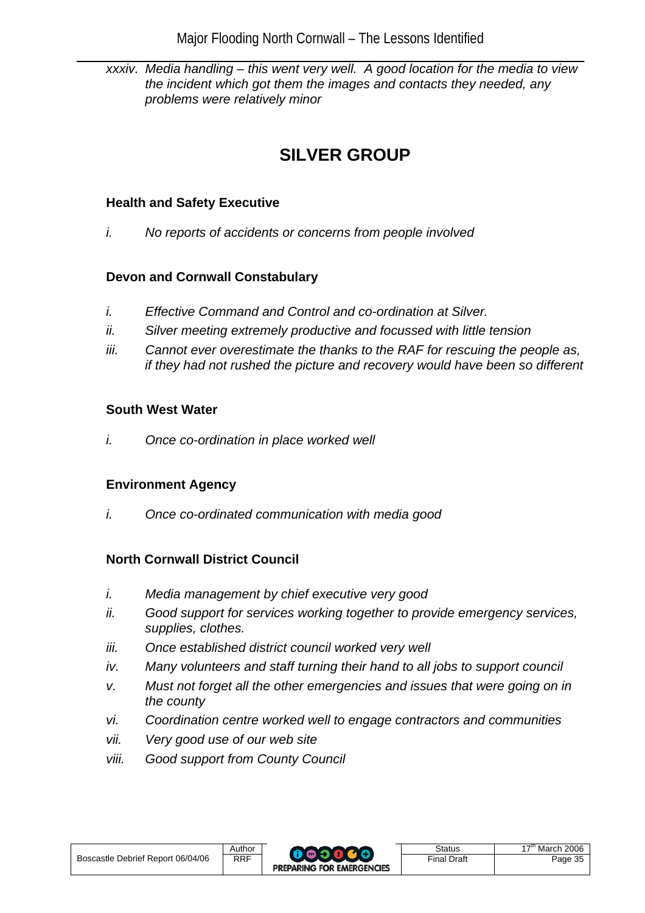xxxiv. *Media handling – this went very well. A good location for the media to view the incident which got them the images and contacts they needed, any problems were relatively minor*

# SILVER GROUP

### Health and Safety Executive

i. *No reports of accidents or concerns from people involved*

### Devon and Cornwall Constabulary

i. *Effective Command and Control and co-ordination at Silver.*

ii. *Silver meeting extremely productive and focussed with little tension*

iii. *Cannot ever overestimate the thanks to the RAF for rescuing the people as, if they had not rushed the picture and recovery would have been so different*

### South West Water

i. *Once co-ordination in place worked well*

### Environment Agency

i. *Once co-ordinated communication with media good*

### North Cornwall District Council

i. *Media management by chief executive very good*

ii. *Good support for services working together to provide emergency services, supplies, clothes.*

iii. *Once established district council worked very well*

iv. *Many volunteers and staff turning their hand to all jobs to support council*

v. *Must not forget all the other emergencies and issues that were going on in the county*

vi. *Coordination centre worked well to engage contractors and communities*

vii. *Very good use of our web site*

viii. *Good support from County Council*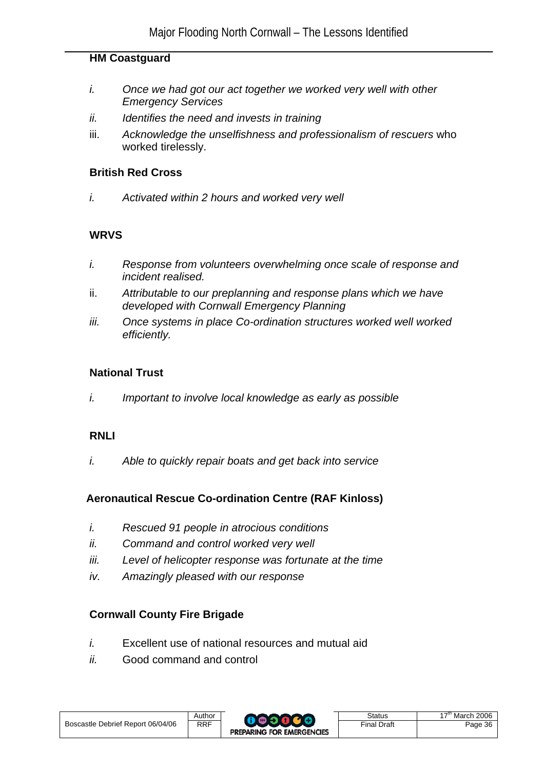### HM Coastguard

i. *Once we had got our act together we worked very well with other Emergency Services*
ii. *Identifies the need and invests in training*
iii. *Acknowledge the unselfishness and professionalism of rescuers* who worked tirelessly.

### British Red Cross

i. *Activated within 2 hours and worked very well*

### WRVS

i. *Response from volunteers overwhelming once scale of response and incident realised.*
ii. *Attributable to our preplanning and response plans which we have developed with Cornwall Emergency Planning*
iii. *Once systems in place Co-ordination structures worked well worked efficiently.*

### National Trust

i. *Important to involve local knowledge as early as possible*

### RNLI

i. *Able to quickly repair boats and get back into service*

### Aeronautical Rescue Co-ordination Centre (RAF Kinloss)

i. *Rescued 91 people in atrocious conditions*
ii. *Command and control worked very well*
iii. *Level of helicopter response was fortunate at the time*
iv. *Amazingly pleased with our response*

### Cornwall County Fire Brigade

i. Excellent use of national resources and mutual aid
ii. Good command and control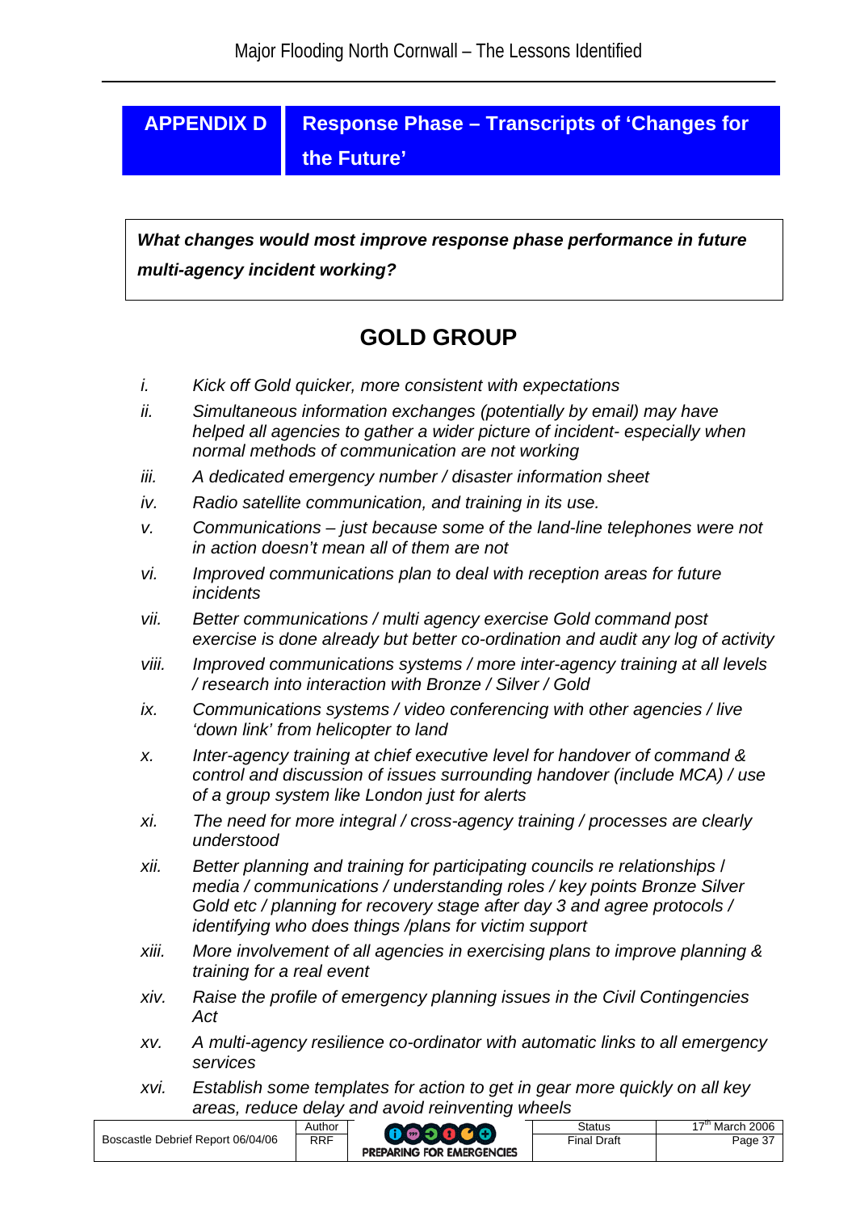## APPENDIX D Response Phase – Transcripts of 'Changes for the Future'

***What changes would most improve response phase performance in future multi-agency incident working?***

## GOLD GROUP

- i. *Kick off Gold quicker, more consistent with expectations*
- ii. *Simultaneous information exchanges (potentially by email) may have helped all agencies to gather a wider picture of incident- especially when normal methods of communication are not working*
- iii. *A dedicated emergency number / disaster information sheet*
- iv. *Radio satellite communication, and training in its use.*
- v. *Communications – just because some of the land-line telephones were not in action doesn't mean all of them are not*
- vi. *Improved communications plan to deal with reception areas for future incidents*
- vii. *Better communications / multi agency exercise Gold command post exercise is done already but better co-ordination and audit any log of activity*
- viii. *Improved communications systems / more inter-agency training at all levels / research into interaction with Bronze / Silver / Gold*
- ix. *Communications systems / video conferencing with other agencies / live 'down link' from helicopter to land*
- x. *Inter-agency training at chief executive level for handover of command & control and discussion of issues surrounding handover (include MCA) / use of a group system like London just for alerts*
- xi. *The need for more integral / cross-agency training / processes are clearly understood*
- xii. *Better planning and training for participating councils re relationships / media / communications / understanding roles / key points Bronze Silver Gold etc / planning for recovery stage after day 3 and agree protocols / identifying who does things /plans for victim support*
- xiii. *More involvement of all agencies in exercising plans to improve planning & training for a real event*
- xiv. *Raise the profile of emergency planning issues in the Civil Contingencies Act*
- xv. *A multi-agency resilience co-ordinator with automatic links to all emergency services*
- xvi. *Establish some templates for action to get in gear more quickly on all key areas, reduce delay and avoid reinventing wheels*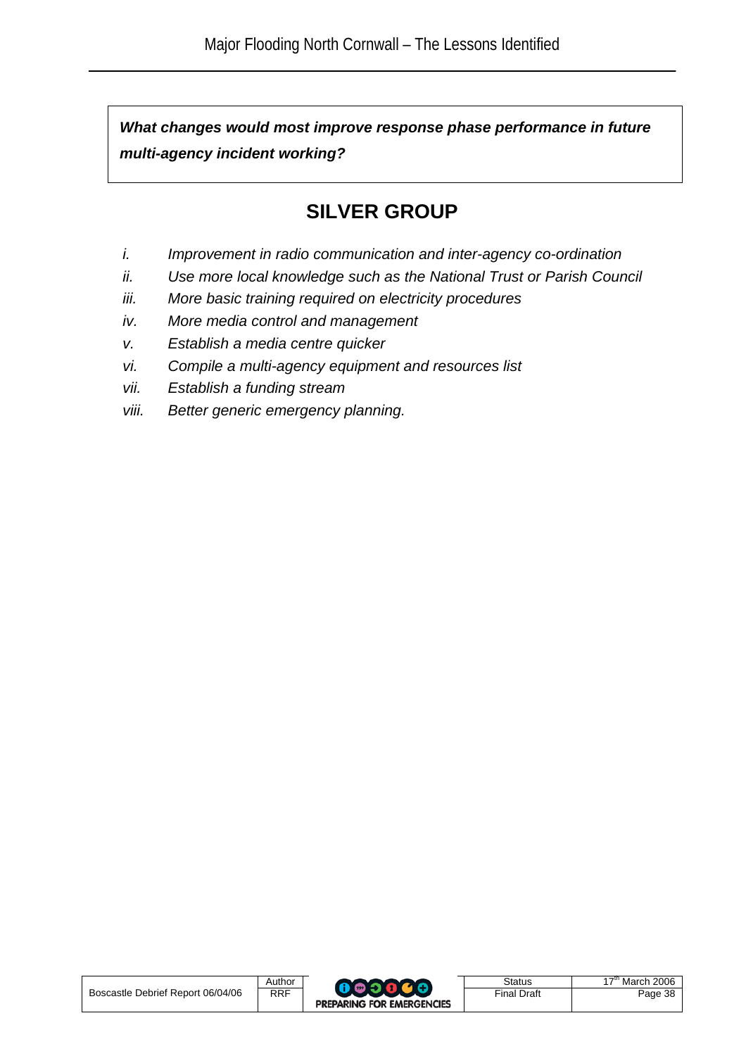***What changes would most improve response phase performance in future multi-agency incident working?***

## SILVER GROUP

*i. Improvement in radio communication and inter-agency co-ordination*

*ii. Use more local knowledge such as the National Trust or Parish Council*

*iii. More basic training required on electricity procedures*

*iv. More media control and management*

*v. Establish a media centre quicker*

*vi. Compile a multi-agency equipment and resources list*

*vii. Establish a funding stream*

*viii. Better generic emergency planning.*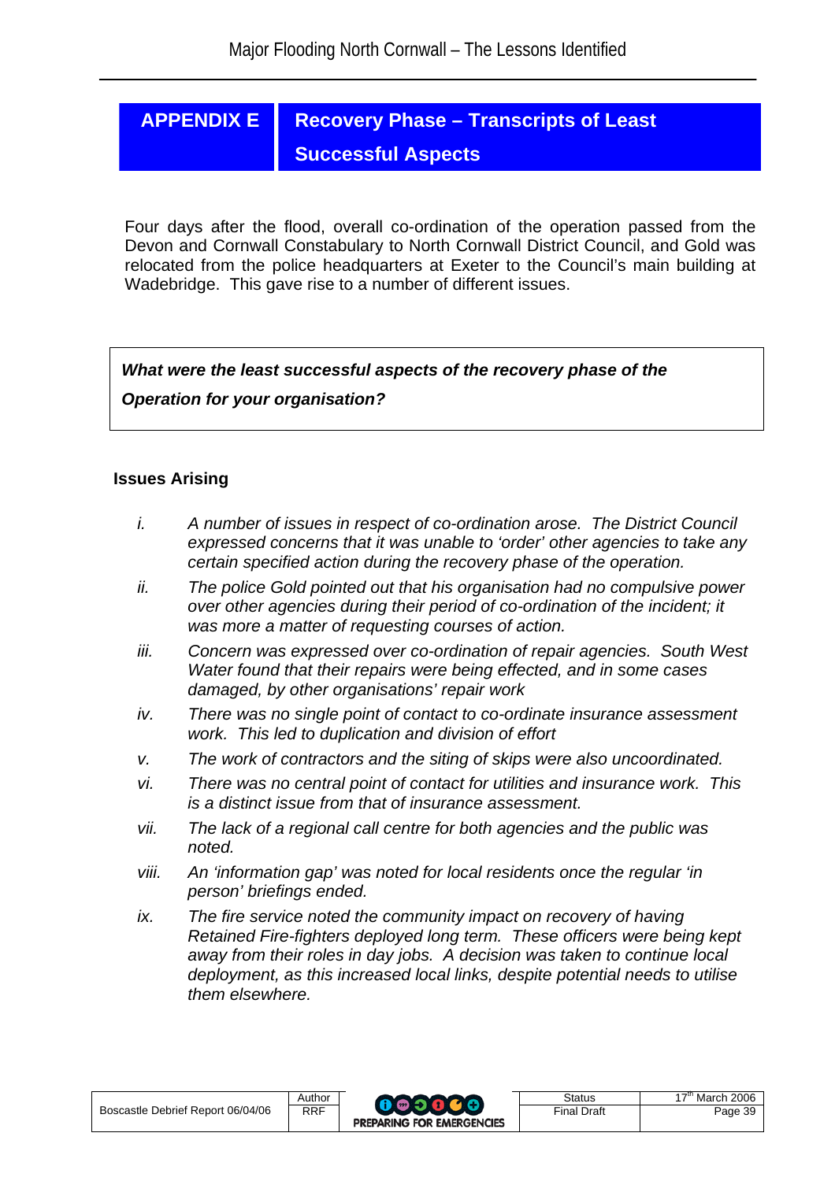## APPENDIX E — Recovery Phase – Transcripts of Least Successful Aspects

Four days after the flood, overall co-ordination of the operation passed from the Devon and Cornwall Constabulary to North Cornwall District Council, and Gold was relocated from the police headquarters at Exeter to the Council's main building at Wadebridge. This gave rise to a number of different issues.

> ***What were the least successful aspects of the recovery phase of the Operation for your organisation?***

### Issues Arising

i. *A number of issues in respect of co-ordination arose. The District Council expressed concerns that it was unable to 'order' other agencies to take any certain specified action during the recovery phase of the operation.*

ii. *The police Gold pointed out that his organisation had no compulsive power over other agencies during their period of co-ordination of the incident; it was more a matter of requesting courses of action.*

iii. *Concern was expressed over co-ordination of repair agencies. South West Water found that their repairs were being effected, and in some cases damaged, by other organisations' repair work*

iv. *There was no single point of contact to co-ordinate insurance assessment work. This led to duplication and division of effort*

v. *The work of contractors and the siting of skips were also uncoordinated.*

vi. *There was no central point of contact for utilities and insurance work. This is a distinct issue from that of insurance assessment.*

vii. *The lack of a regional call centre for both agencies and the public was noted.*

viii. *An 'information gap' was noted for local residents once the regular 'in person' briefings ended.*

ix. *The fire service noted the community impact on recovery of having Retained Fire-fighters deployed long term. These officers were being kept away from their roles in day jobs. A decision was taken to continue local deployment, as this increased local links, despite potential needs to utilise them elsewhere.*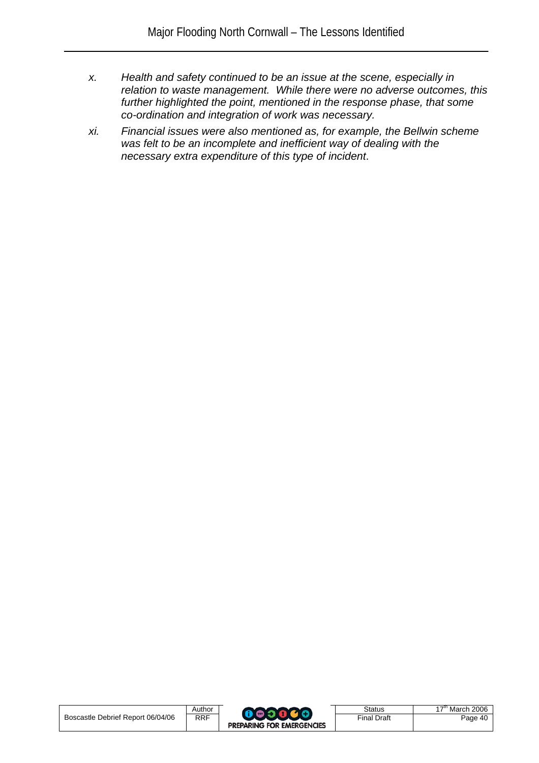x. *Health and safety continued to be an issue at the scene, especially in relation to waste management. While there were no adverse outcomes, this further highlighted the point, mentioned in the response phase, that some co-ordination and integration of work was necessary.*

xi. *Financial issues were also mentioned as, for example, the Bellwin scheme was felt to be an incomplete and inefficient way of dealing with the necessary extra expenditure of this type of incident*.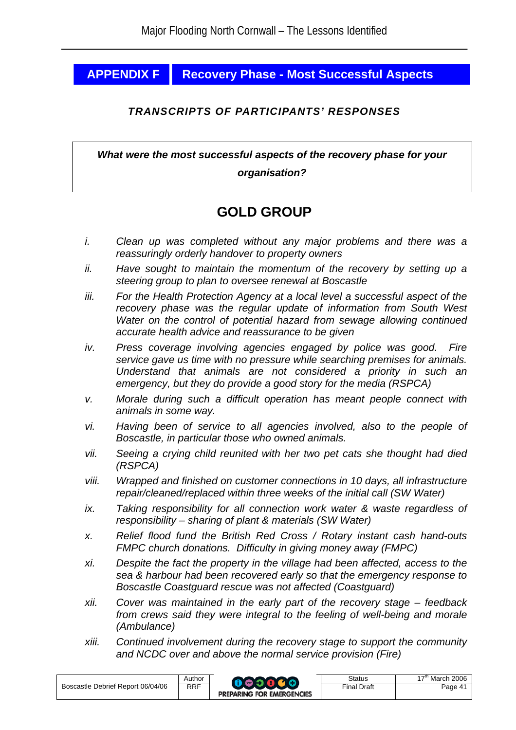## APPENDIX F Recovery Phase - Most Successful Aspects

***TRANSCRIPTS OF PARTICIPANTS' RESPONSES***

***What were the most successful aspects of the recovery phase for your organisation?***

## GOLD GROUP

*i.* *Clean up was completed without any major problems and there was a reassuringly orderly handover to property owners*

*ii.* *Have sought to maintain the momentum of the recovery by setting up a steering group to plan to oversee renewal at Boscastle*

*iii.* *For the Health Protection Agency at a local level a successful aspect of the recovery phase was the regular update of information from South West Water on the control of potential hazard from sewage allowing continued accurate health advice and reassurance to be given*

*iv.* *Press coverage involving agencies engaged by police was good. Fire service gave us time with no pressure while searching premises for animals. Understand that animals are not considered a priority in such an emergency, but they do provide a good story for the media (RSPCA)*

*v.* *Morale during such a difficult operation has meant people connect with animals in some way.*

*vi.* *Having been of service to all agencies involved, also to the people of Boscastle, in particular those who owned animals.*

*vii.* *Seeing a crying child reunited with her two pet cats she thought had died (RSPCA)*

*viii.* *Wrapped and finished on customer connections in 10 days, all infrastructure repair/cleaned/replaced within three weeks of the initial call (SW Water)*

*ix.* *Taking responsibility for all connection work water & waste regardless of responsibility – sharing of plant & materials (SW Water)*

*x.* *Relief flood fund the British Red Cross / Rotary instant cash hand-outs FMPC church donations. Difficulty in giving money away (FMPC)*

*xi.* *Despite the fact the property in the village had been affected, access to the sea & harbour had been recovered early so that the emergency response to Boscastle Coastguard rescue was not affected (Coastguard)*

*xii.* *Cover was maintained in the early part of the recovery stage – feedback from crews said they were integral to the feeling of well-being and morale (Ambulance)*

*xiii.* *Continued involvement during the recovery stage to support the community and NCDC over and above the normal service provision (Fire)*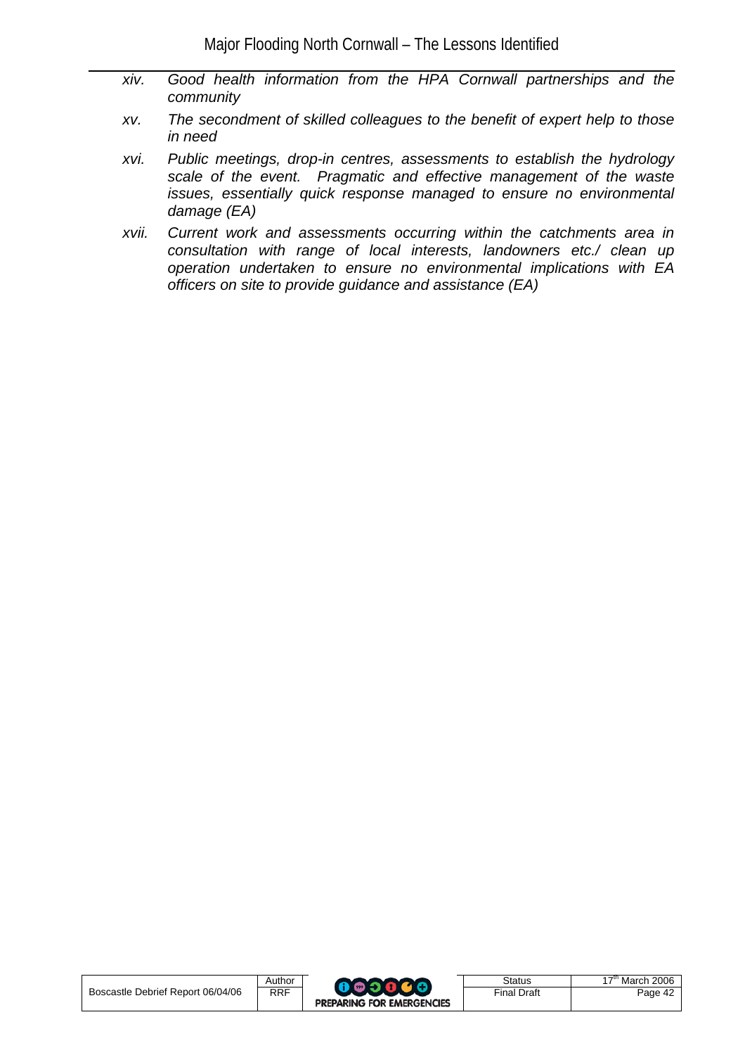xiv. *Good health information from the HPA Cornwall partnerships and the community*

xv. *The secondment of skilled colleagues to the benefit of expert help to those in need*

xvi. *Public meetings, drop-in centres, assessments to establish the hydrology scale of the event. Pragmatic and effective management of the waste issues, essentially quick response managed to ensure no environmental damage (EA)*

xvii. *Current work and assessments occurring within the catchments area in consultation with range of local interests, landowners etc./ clean up operation undertaken to ensure no environmental implications with EA officers on site to provide guidance and assistance (EA)*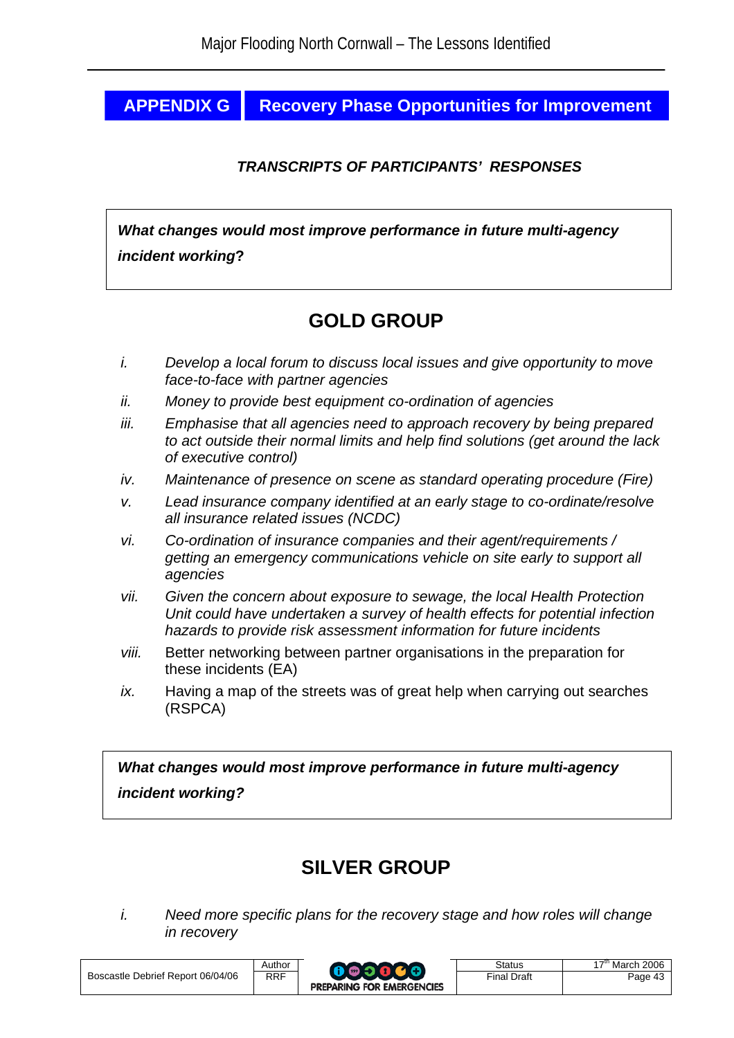## APPENDIX G Recovery Phase Opportunities for Improvement

***TRANSCRIPTS OF PARTICIPANTS' RESPONSES***

***What changes would most improve performance in future multi-agency incident working*?**

## GOLD GROUP

*i.* *Develop a local forum to discuss local issues and give opportunity to move face-to-face with partner agencies*

*ii.* *Money to provide best equipment co-ordination of agencies*

*iii.* *Emphasise that all agencies need to approach recovery by being prepared to act outside their normal limits and help find solutions (get around the lack of executive control)*

*iv.* *Maintenance of presence on scene as standard operating procedure (Fire)*

*v.* *Lead insurance company identified at an early stage to co-ordinate/resolve all insurance related issues (NCDC)*

*vi.* *Co-ordination of insurance companies and their agent/requirements / getting an emergency communications vehicle on site early to support all agencies*

*vii.* *Given the concern about exposure to sewage, the local Health Protection Unit could have undertaken a survey of health effects for potential infection hazards to provide risk assessment information for future incidents*

*viii.* Better networking between partner organisations in the preparation for these incidents (EA)

*ix.* Having a map of the streets was of great help when carrying out searches (RSPCA)

***What changes would most improve performance in future multi-agency incident working?***

## SILVER GROUP

*i.* *Need more specific plans for the recovery stage and how roles will change in recovery*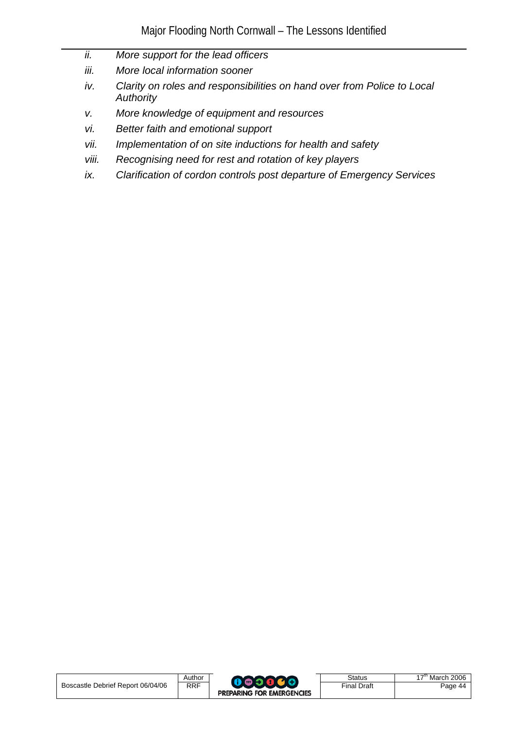ii. *More support for the lead officers*

iii. *More local information sooner*

iv. *Clarity on roles and responsibilities on hand over from Police to Local Authority*

v. *More knowledge of equipment and resources*

vi. *Better faith and emotional support*

vii. *Implementation of on site inductions for health and safety*

viii. *Recognising need for rest and rotation of key players*

ix. *Clarification of cordon controls post departure of Emergency Services*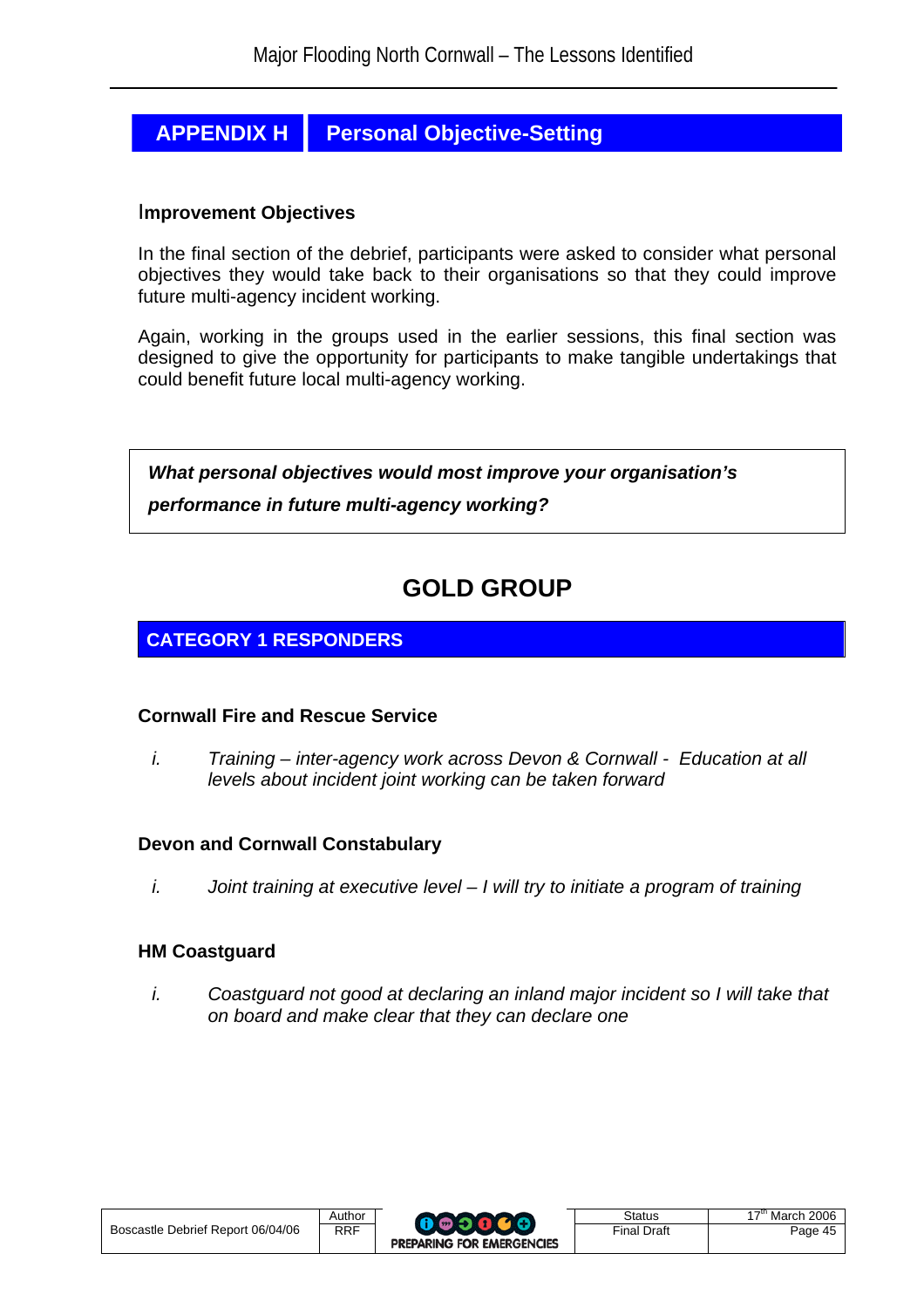## APPENDIX H Personal Objective-Setting

### Improvement Objectives

In the final section of the debrief, participants were asked to consider what personal objectives they would take back to their organisations so that they could improve future multi-agency incident working.

Again, working in the groups used in the earlier sessions, this final section was designed to give the opportunity for participants to make tangible undertakings that could benefit future local multi-agency working.

> ***What personal objectives would most improve your organisation's performance in future multi-agency working?***

## GOLD GROUP

### CATEGORY 1 RESPONDERS

#### Cornwall Fire and Rescue Service

*i.* *Training – inter-agency work across Devon & Cornwall - Education at all levels about incident joint working can be taken forward*

#### Devon and Cornwall Constabulary

*i.* *Joint training at executive level – I will try to initiate a program of training*

#### HM Coastguard

*i.* *Coastguard not good at declaring an inland major incident so I will take that on board and make clear that they can declare one*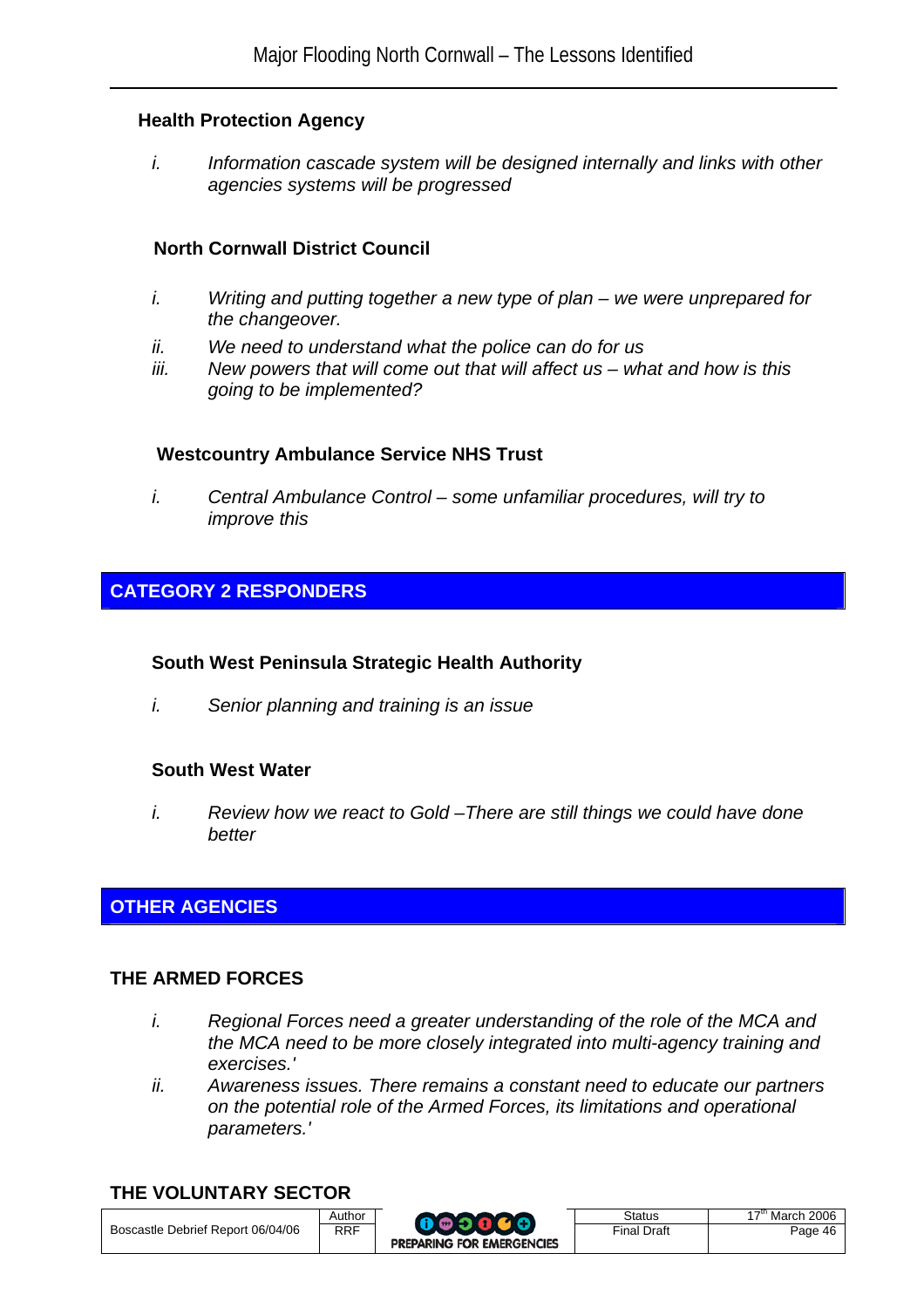### Health Protection Agency

i. *Information cascade system will be designed internally and links with other agencies systems will be progressed*

### North Cornwall District Council

i. *Writing and putting together a new type of plan – we were unprepared for the changeover.*
ii. *We need to understand what the police can do for us*
iii. *New powers that will come out that will affect us – what and how is this going to be implemented?*

### Westcountry Ambulance Service NHS Trust

i. *Central Ambulance Control – some unfamiliar procedures, will try to improve this*

## CATEGORY 2 RESPONDERS

### South West Peninsula Strategic Health Authority

i. *Senior planning and training is an issue*

### South West Water

i. *Review how we react to Gold –There are still things we could have done better*

## OTHER AGENCIES

### THE ARMED FORCES

i. *Regional Forces need a greater understanding of the role of the MCA and the MCA need to be more closely integrated into multi-agency training and exercises.'*
ii. *Awareness issues. There remains a constant need to educate our partners on the potential role of the Armed Forces, its limitations and operational parameters.'*

### THE VOLUNTARY SECTOR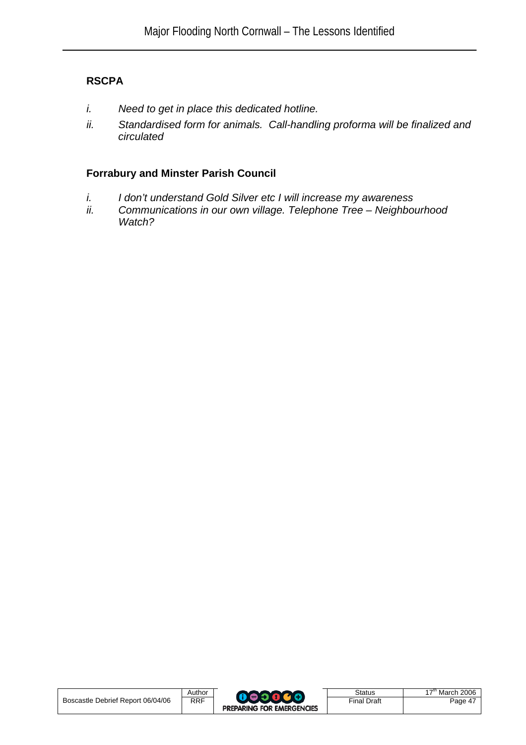**RSCPA**

i. *Need to get in place this dedicated hotline.*

ii. *Standardised form for animals. Call-handling proforma will be finalized and circulated*

**Forrabury and Minster Parish Council**

i. *I don't understand Gold Silver etc I will increase my awareness*

ii. *Communications in our own village. Telephone Tree – Neighbourhood Watch?*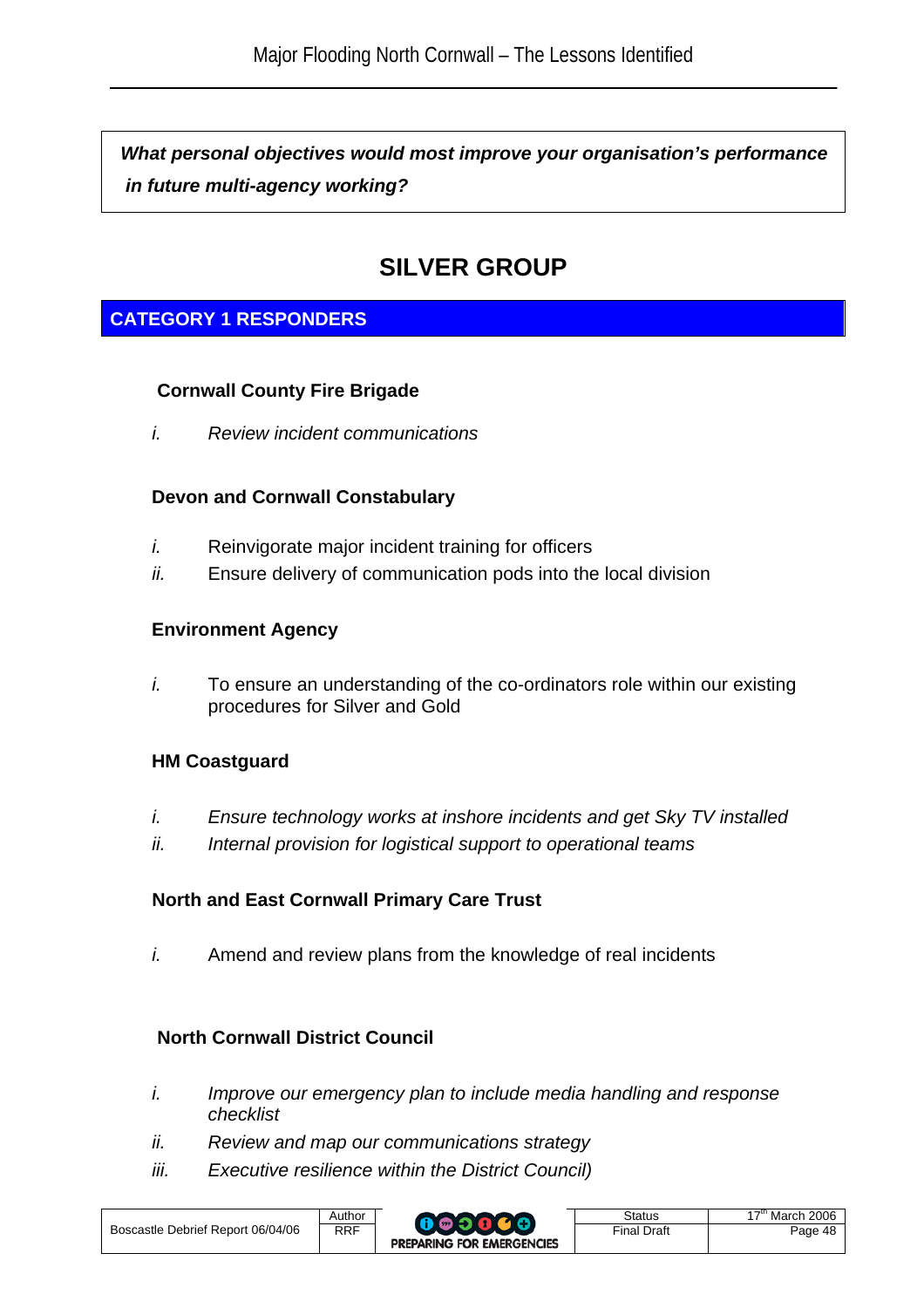***What personal objectives would most improve your organisation's performance in future multi-agency working?***

# SILVER GROUP

## CATEGORY 1 RESPONDERS

### Cornwall County Fire Brigade

*i.* *Review incident communications*

### Devon and Cornwall Constabulary

*i.* Reinvigorate major incident training for officers

*ii.* Ensure delivery of communication pods into the local division

### Environment Agency

*i.* To ensure an understanding of the co-ordinators role within our existing procedures for Silver and Gold

### HM Coastguard

*i.* *Ensure technology works at inshore incidents and get Sky TV installed*

*ii.* *Internal provision for logistical support to operational teams*

### North and East Cornwall Primary Care Trust

*i.* Amend and review plans from the knowledge of real incidents

### North Cornwall District Council

*i.* *Improve our emergency plan to include media handling and response checklist*

*ii.* *Review and map our communications strategy*

*iii.* *Executive resilience within the District Council)*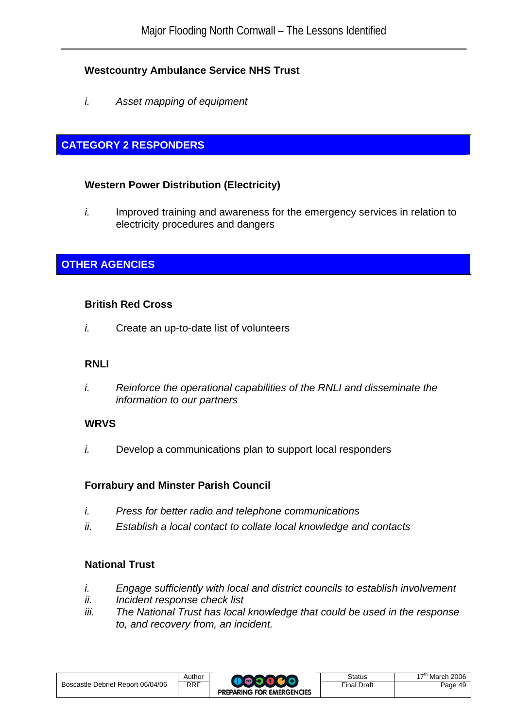### Westcountry Ambulance Service NHS Trust

*i. Asset mapping of equipment*

## CATEGORY 2 RESPONDERS

### Western Power Distribution (Electricity)

*i.* Improved training and awareness for the emergency services in relation to electricity procedures and dangers

## OTHER AGENCIES

### British Red Cross

*i.* Create an up-to-date list of volunteers

### RNLI

*i. Reinforce the operational capabilities of the RNLI and disseminate the information to our partners*

### WRVS

*i.* Develop a communications plan to support local responders

### Forrabury and Minster Parish Council

*i. Press for better radio and telephone communications*

*ii. Establish a local contact to collate local knowledge and contacts*

### National Trust

*i. Engage sufficiently with local and district councils to establish involvement*

*ii. Incident response check list*

*iii. The National Trust has local knowledge that could be used in the response to, and recovery from, an incident.*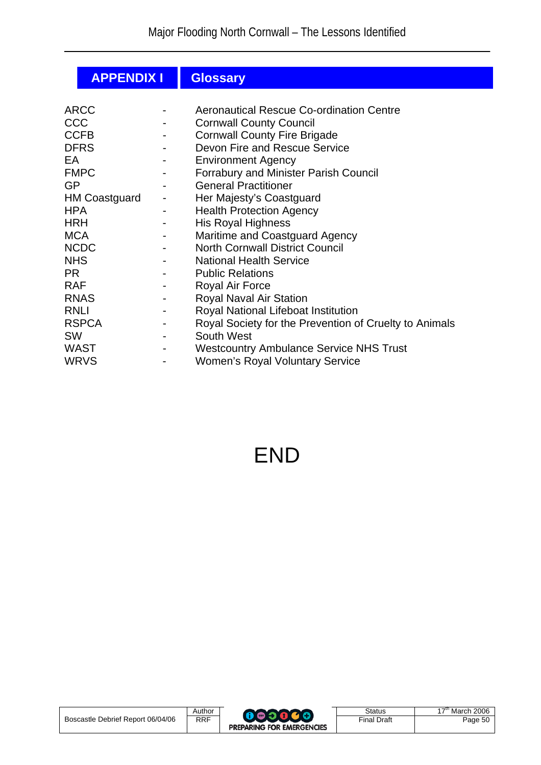## APPENDIX I Glossary

| | | |
|---|---|---|
| ARCC | - | Aeronautical Rescue Co-ordination Centre |
| CCC | - | Cornwall County Council |
| CCFB | - | Cornwall County Fire Brigade |
| DFRS | - | Devon Fire and Rescue Service |
| EA | - | Environment Agency |
| FMPC | - | Forrabury and Minister Parish Council |
| GP | - | General Practitioner |
| HM Coastguard | - | Her Majesty's Coastguard |
| HPA | - | Health Protection Agency |
| HRH | - | His Royal Highness |
| MCA | - | Maritime and Coastguard Agency |
| NCDC | - | North Cornwall District Council |
| NHS | - | National Health Service |
| PR | - | Public Relations |
| RAF | - | Royal Air Force |
| RNAS | - | Royal Naval Air Station |
| RNLI | - | Royal National Lifeboat Institution |
| RSPCA | - | Royal Society for the Prevention of Cruelty to Animals |
| SW | - | South West |
| WAST | - | Westcountry Ambulance Service NHS Trust |
| WRVS | - | Women's Royal Voluntary Service |

# END